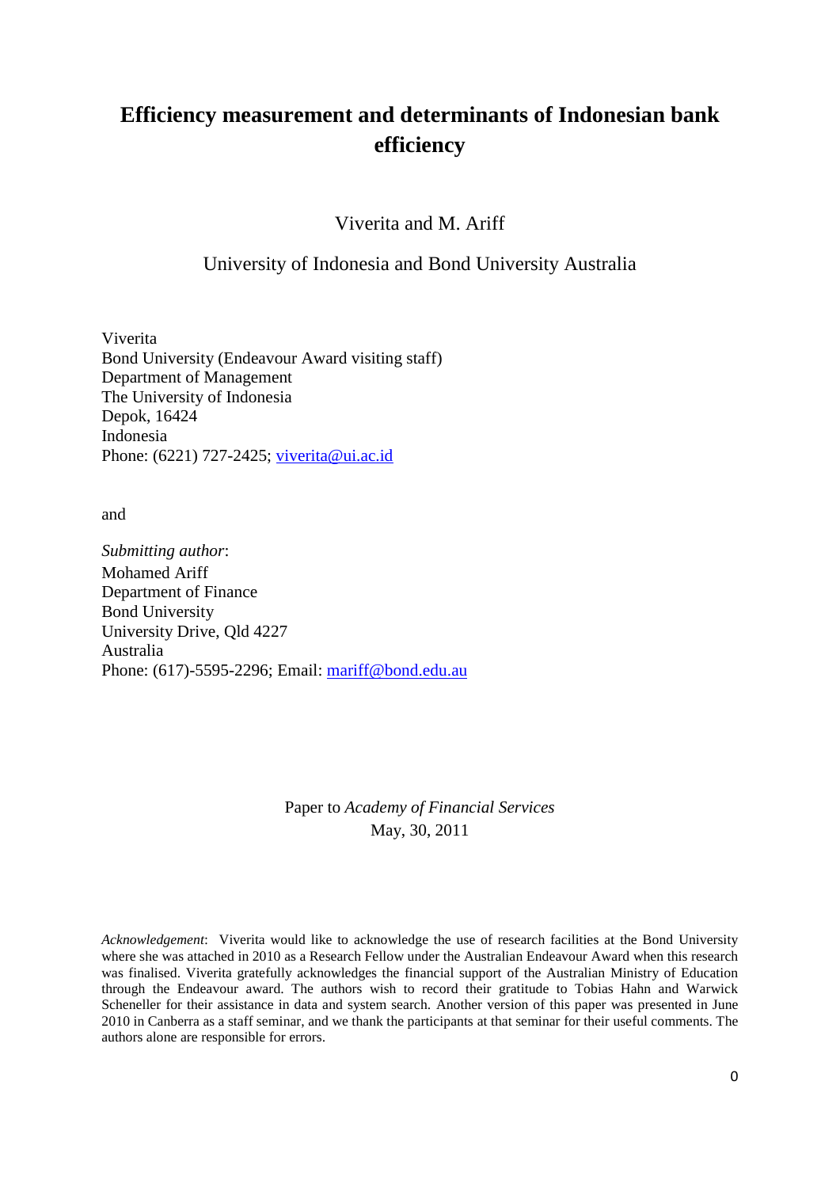# Efficiency measurement and determinants of Indonesian bank efficiency

Viverita and M. Ariff

University of Indonesia and Bond University Australia

Viverita
Bond University (Endeavour Award visiting staff)
Department of Management
The University of Indonesia
Depok, 16424
Indonesia
Phone: (6221) 727-2425; viverita@ui.ac.id

and

*Submitting author*:
Mohamed Ariff
Department of Finance
Bond University
University Drive, Qld 4227
Australia
Phone: (617)-5595-2296; Email: mariff@bond.edu.au

Paper to *Academy of Financial Services*
May, 30, 2011

*Acknowledgement*: Viverita would like to acknowledge the use of research facilities at the Bond University where she was attached in 2010 as a Research Fellow under the Australian Endeavour Award when this research was finalised. Viverita gratefully acknowledges the financial support of the Australian Ministry of Education through the Endeavour award. The authors wish to record their gratitude to Tobias Hahn and Warwick Scheneller for their assistance in data and system search. Another version of this paper was presented in June 2010 in Canberra as a staff seminar, and we thank the participants at that seminar for their useful comments. The authors alone are responsible for errors.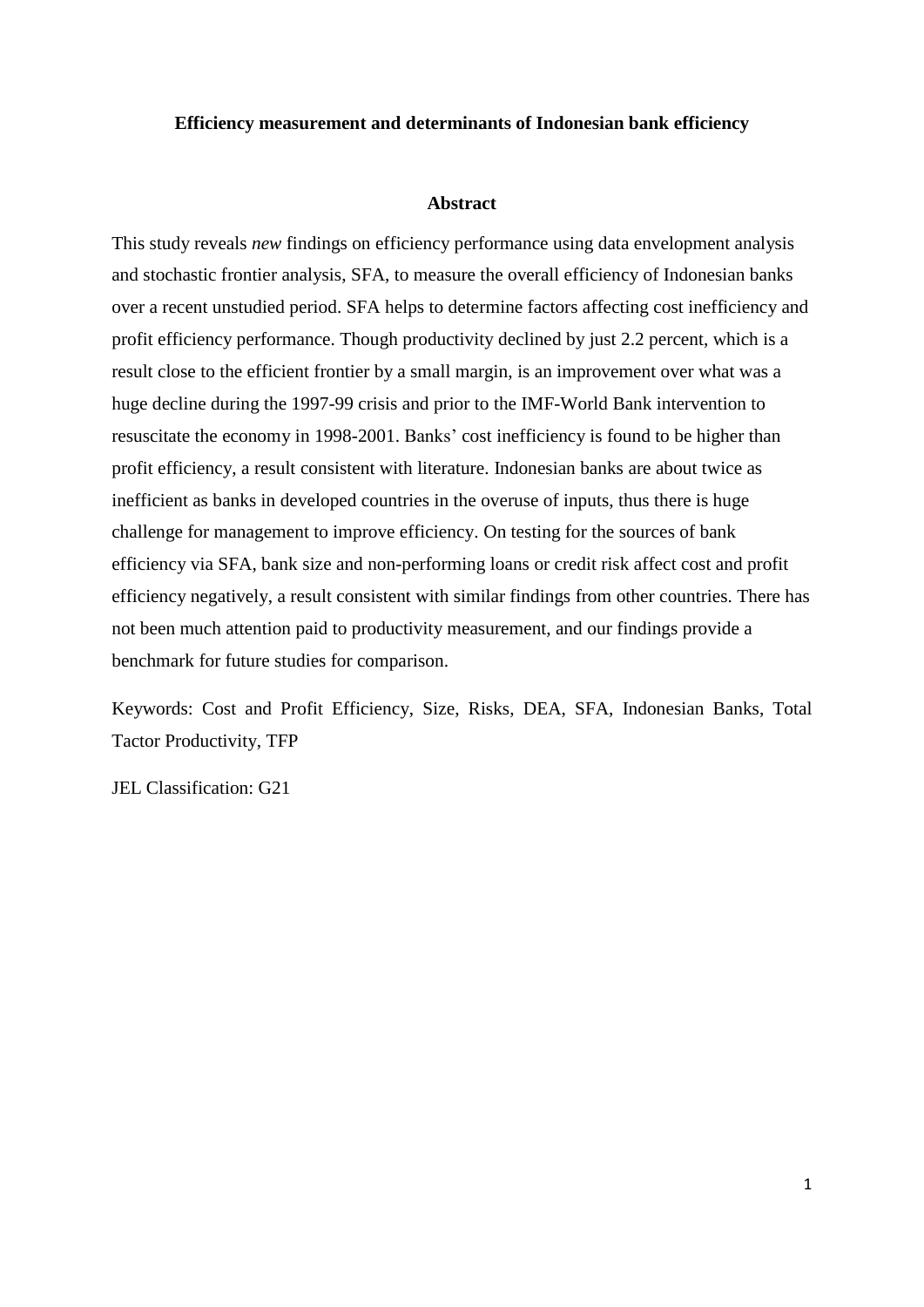**Efficiency measurement and determinants of Indonesian bank efficiency**

**Abstract**

This study reveals *new* findings on efficiency performance using data envelopment analysis and stochastic frontier analysis, SFA, to measure the overall efficiency of Indonesian banks over a recent unstudied period. SFA helps to determine factors affecting cost inefficiency and profit efficiency performance. Though productivity declined by just 2.2 percent, which is a result close to the efficient frontier by a small margin, is an improvement over what was a huge decline during the 1997-99 crisis and prior to the IMF-World Bank intervention to resuscitate the economy in 1998-2001. Banks' cost inefficiency is found to be higher than profit efficiency, a result consistent with literature. Indonesian banks are about twice as inefficient as banks in developed countries in the overuse of inputs, thus there is huge challenge for management to improve efficiency. On testing for the sources of bank efficiency via SFA, bank size and non-performing loans or credit risk affect cost and profit efficiency negatively, a result consistent with similar findings from other countries. There has not been much attention paid to productivity measurement, and our findings provide a benchmark for future studies for comparison.

Keywords: Cost and Profit Efficiency, Size, Risks, DEA, SFA, Indonesian Banks, Total Tactor Productivity, TFP

JEL Classification: G21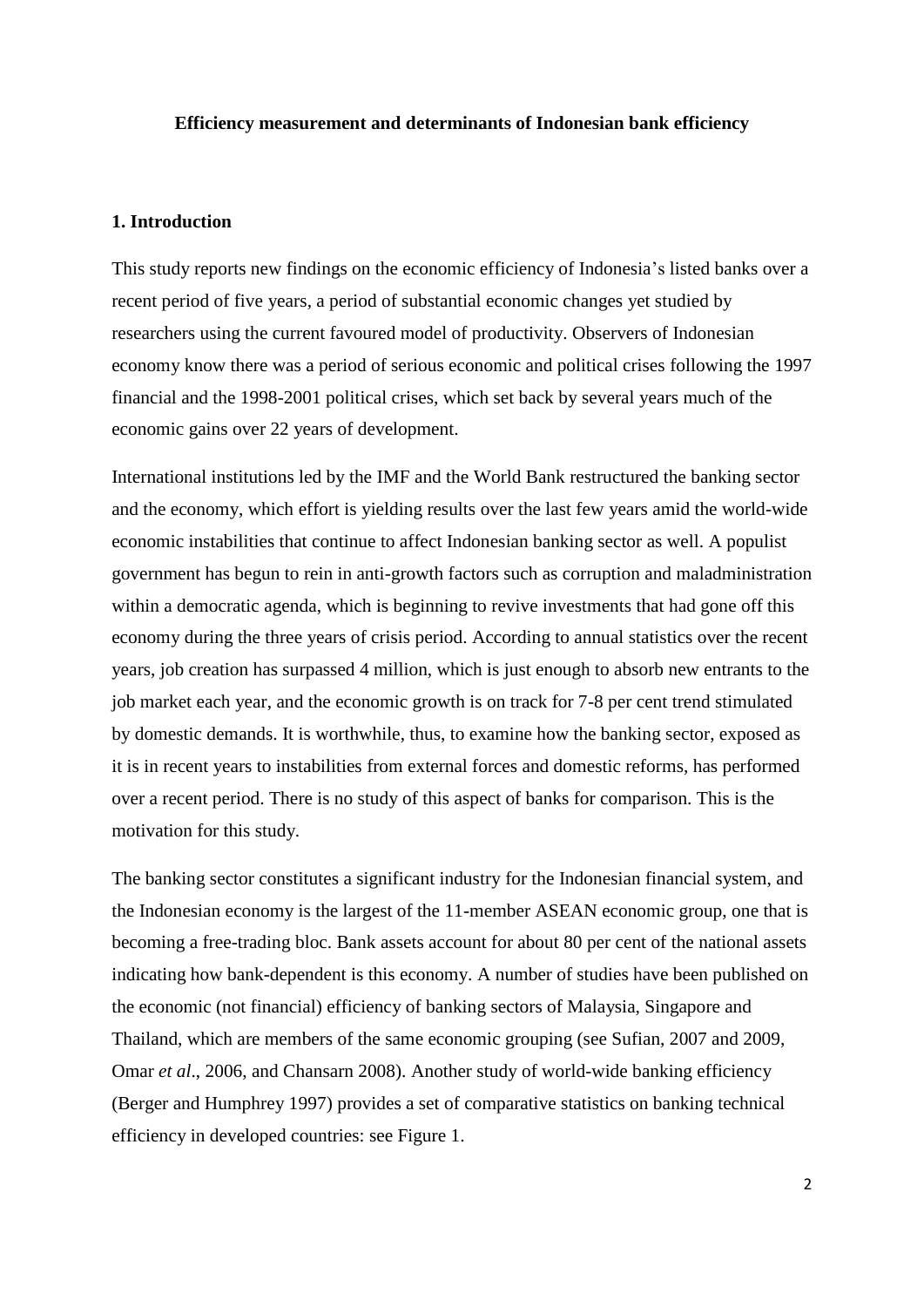**Efficiency measurement and determinants of Indonesian bank efficiency**

## 1. Introduction

This study reports new findings on the economic efficiency of Indonesia's listed banks over a recent period of five years, a period of substantial economic changes yet studied by researchers using the current favoured model of productivity. Observers of Indonesian economy know there was a period of serious economic and political crises following the 1997 financial and the 1998-2001 political crises, which set back by several years much of the economic gains over 22 years of development.

International institutions led by the IMF and the World Bank restructured the banking sector and the economy, which effort is yielding results over the last few years amid the world-wide economic instabilities that continue to affect Indonesian banking sector as well. A populist government has begun to rein in anti-growth factors such as corruption and maladministration within a democratic agenda, which is beginning to revive investments that had gone off this economy during the three years of crisis period. According to annual statistics over the recent years, job creation has surpassed 4 million, which is just enough to absorb new entrants to the job market each year, and the economic growth is on track for 7-8 per cent trend stimulated by domestic demands. It is worthwhile, thus, to examine how the banking sector, exposed as it is in recent years to instabilities from external forces and domestic reforms, has performed over a recent period. There is no study of this aspect of banks for comparison. This is the motivation for this study.

The banking sector constitutes a significant industry for the Indonesian financial system, and the Indonesian economy is the largest of the 11-member ASEAN economic group, one that is becoming a free-trading bloc. Bank assets account for about 80 per cent of the national assets indicating how bank-dependent is this economy. A number of studies have been published on the economic (not financial) efficiency of banking sectors of Malaysia, Singapore and Thailand, which are members of the same economic grouping (see Sufian, 2007 and 2009, Omar *et al*., 2006, and Chansarn 2008). Another study of world-wide banking efficiency (Berger and Humphrey 1997) provides a set of comparative statistics on banking technical efficiency in developed countries: see Figure 1.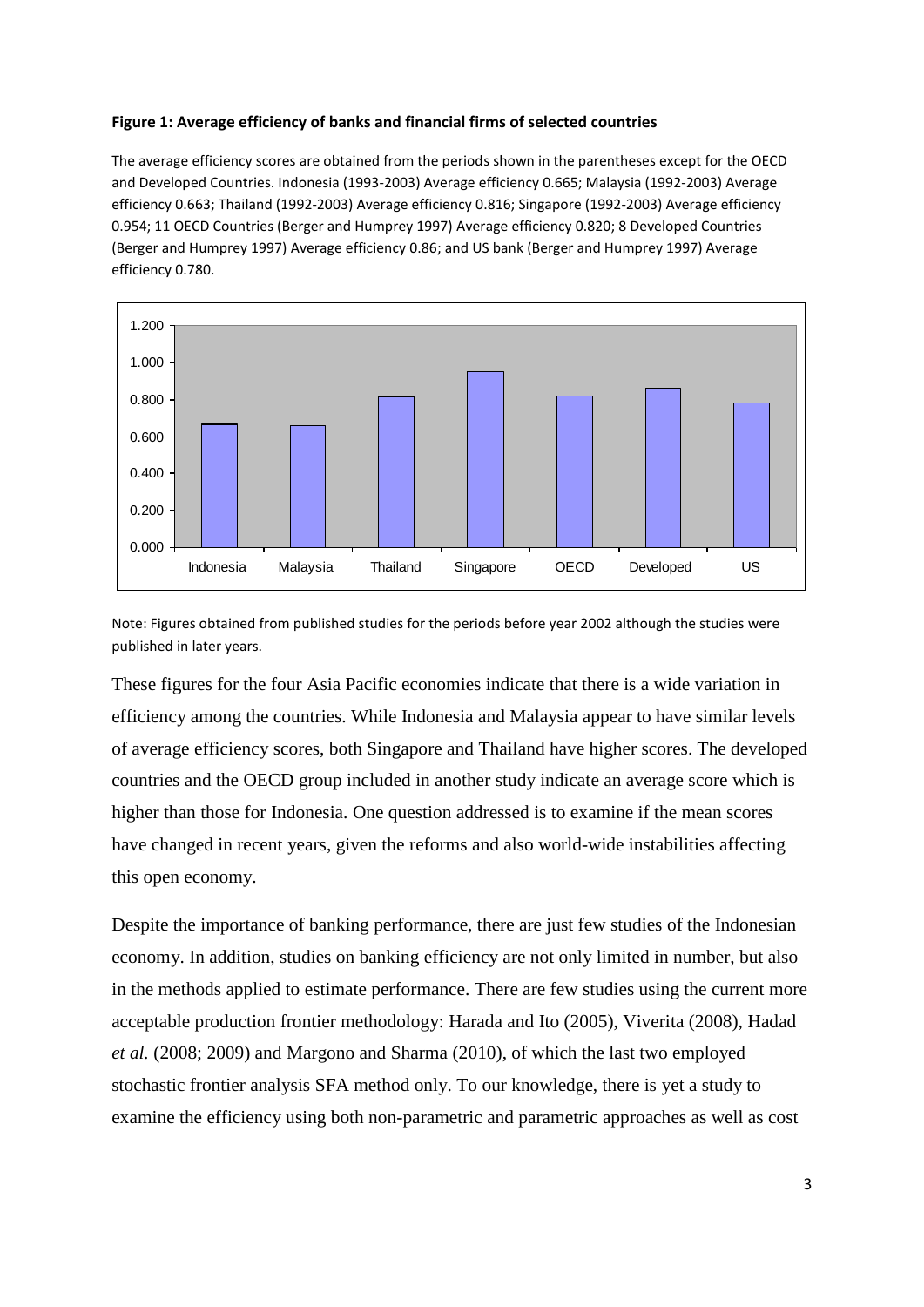**Figure 1: Average efficiency of banks and financial firms of selected countries**

The average efficiency scores are obtained from the periods shown in the parentheses except for the OECD and Developed Countries. Indonesia (1993-2003) Average efficiency 0.665; Malaysia (1992-2003) Average efficiency 0.663; Thailand (1992-2003) Average efficiency 0.816; Singapore (1992-2003) Average efficiency 0.954; 11 OECD Countries (Berger and Humprey 1997) Average efficiency 0.820; 8 Developed Countries (Berger and Humprey 1997) Average efficiency 0.86; and US bank (Berger and Humprey 1997) Average efficiency 0.780.

Note: Figures obtained from published studies for the periods before year 2002 although the studies were published in later years.

These figures for the four Asia Pacific economies indicate that there is a wide variation in efficiency among the countries. While Indonesia and Malaysia appear to have similar levels of average efficiency scores, both Singapore and Thailand have higher scores. The developed countries and the OECD group included in another study indicate an average score which is higher than those for Indonesia. One question addressed is to examine if the mean scores have changed in recent years, given the reforms and also world-wide instabilities affecting this open economy.

Despite the importance of banking performance, there are just few studies of the Indonesian economy. In addition, studies on banking efficiency are not only limited in number, but also in the methods applied to estimate performance. There are few studies using the current more acceptable production frontier methodology: Harada and Ito (2005), Viverita (2008), Hadad *et al.* (2008; 2009) and Margono and Sharma (2010), of which the last two employed stochastic frontier analysis SFA method only. To our knowledge, there is yet a study to examine the efficiency using both non-parametric and parametric approaches as well as cost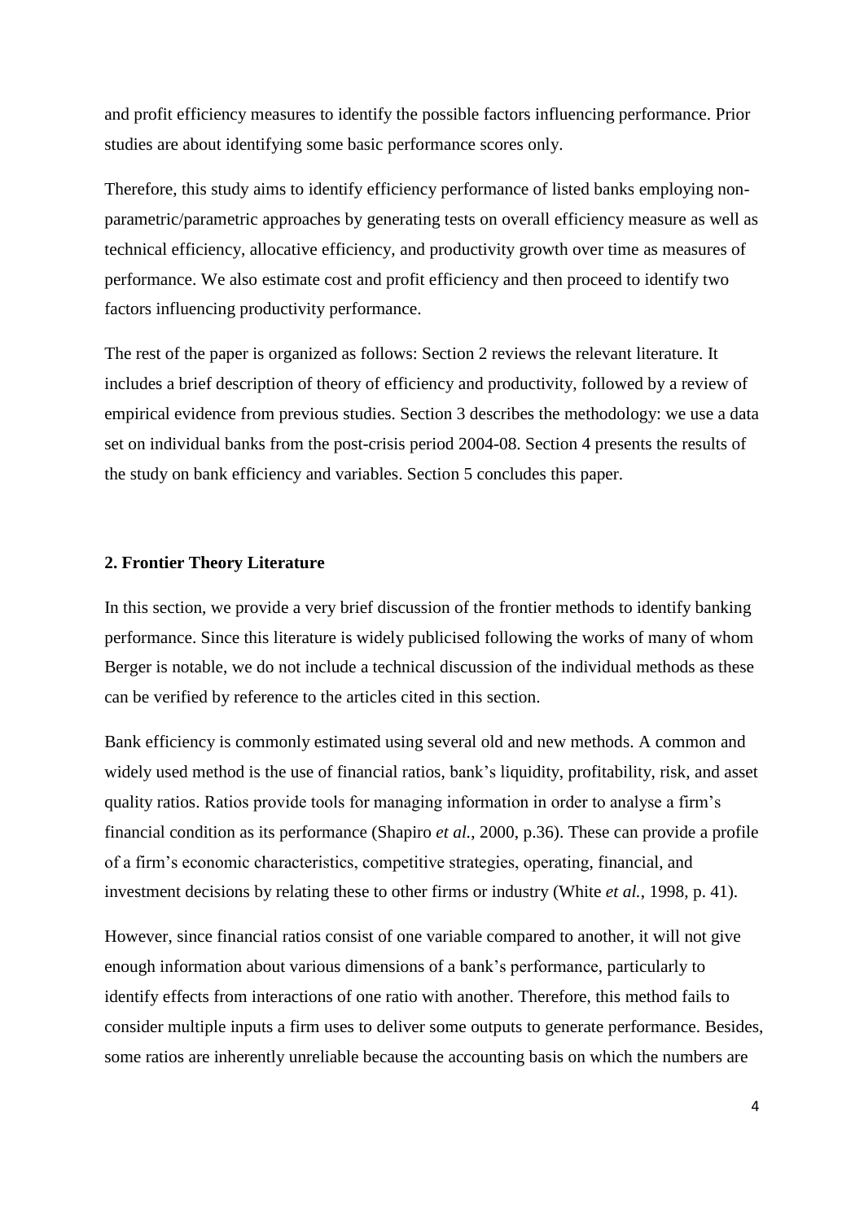and profit efficiency measures to identify the possible factors influencing performance. Prior studies are about identifying some basic performance scores only.

Therefore, this study aims to identify efficiency performance of listed banks employing non-parametric/parametric approaches by generating tests on overall efficiency measure as well as technical efficiency, allocative efficiency, and productivity growth over time as measures of performance. We also estimate cost and profit efficiency and then proceed to identify two factors influencing productivity performance.

The rest of the paper is organized as follows: Section 2 reviews the relevant literature. It includes a brief description of theory of efficiency and productivity, followed by a review of empirical evidence from previous studies. Section 3 describes the methodology: we use a data set on individual banks from the post-crisis period 2004-08. Section 4 presents the results of the study on bank efficiency and variables. Section 5 concludes this paper.

## 2. Frontier Theory Literature

In this section, we provide a very brief discussion of the frontier methods to identify banking performance. Since this literature is widely publicised following the works of many of whom Berger is notable, we do not include a technical discussion of the individual methods as these can be verified by reference to the articles cited in this section.

Bank efficiency is commonly estimated using several old and new methods. A common and widely used method is the use of financial ratios, bank's liquidity, profitability, risk, and asset quality ratios. Ratios provide tools for managing information in order to analyse a firm's financial condition as its performance (Shapiro *et al.*, 2000, p.36). These can provide a profile of a firm's economic characteristics, competitive strategies, operating, financial, and investment decisions by relating these to other firms or industry (White *et al.*, 1998, p. 41).

However, since financial ratios consist of one variable compared to another, it will not give enough information about various dimensions of a bank's performance, particularly to identify effects from interactions of one ratio with another. Therefore, this method fails to consider multiple inputs a firm uses to deliver some outputs to generate performance. Besides, some ratios are inherently unreliable because the accounting basis on which the numbers are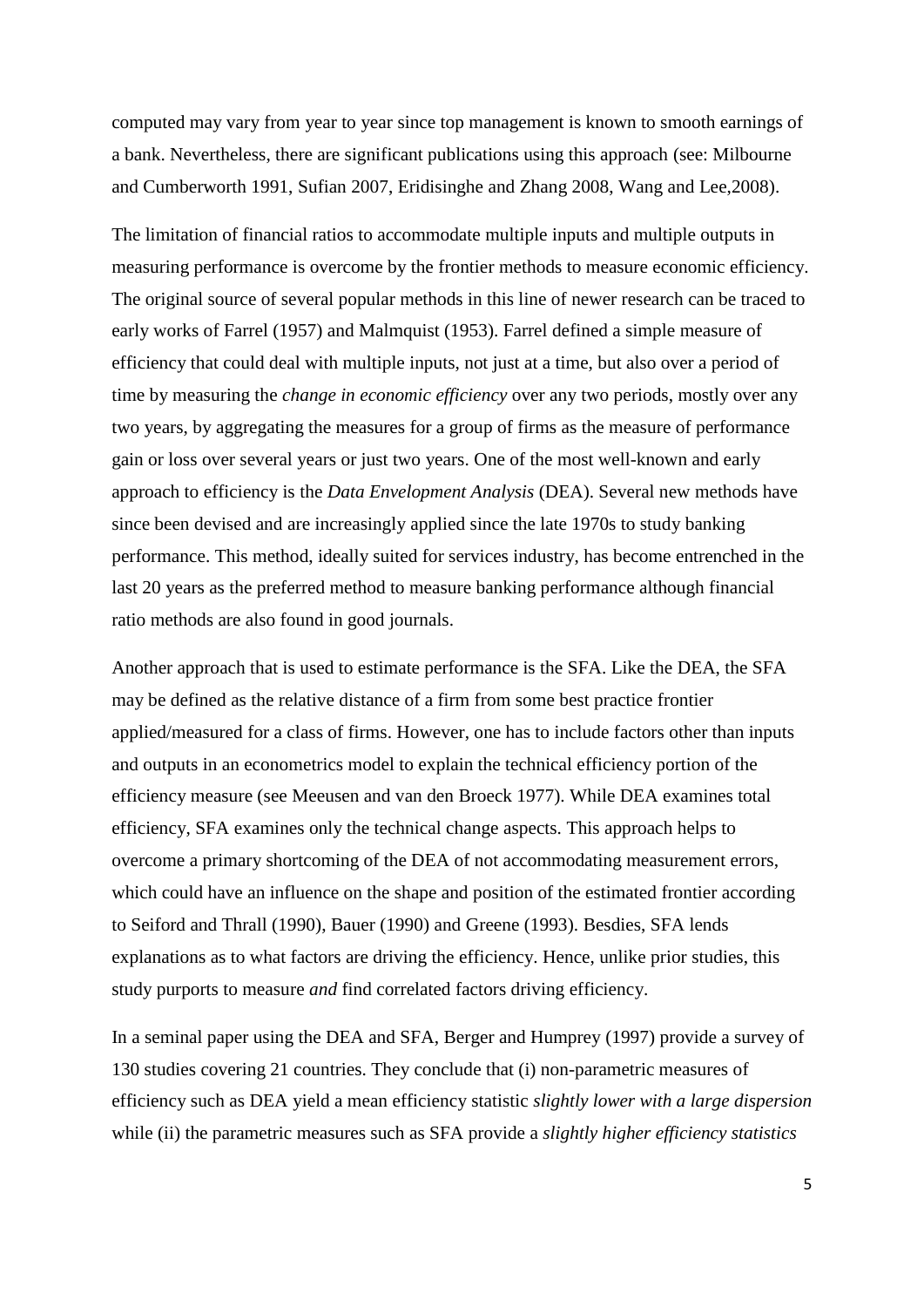computed may vary from year to year since top management is known to smooth earnings of a bank. Nevertheless, there are significant publications using this approach (see: Milbourne and Cumberworth 1991, Sufian 2007, Eridisinghe and Zhang 2008, Wang and Lee,2008).

The limitation of financial ratios to accommodate multiple inputs and multiple outputs in measuring performance is overcome by the frontier methods to measure economic efficiency. The original source of several popular methods in this line of newer research can be traced to early works of Farrel (1957) and Malmquist (1953). Farrel defined a simple measure of efficiency that could deal with multiple inputs, not just at a time, but also over a period of time by measuring the *change in economic efficiency* over any two periods, mostly over any two years, by aggregating the measures for a group of firms as the measure of performance gain or loss over several years or just two years. One of the most well-known and early approach to efficiency is the *Data Envelopment Analysis* (DEA). Several new methods have since been devised and are increasingly applied since the late 1970s to study banking performance. This method, ideally suited for services industry, has become entrenched in the last 20 years as the preferred method to measure banking performance although financial ratio methods are also found in good journals.

Another approach that is used to estimate performance is the SFA. Like the DEA, the SFA may be defined as the relative distance of a firm from some best practice frontier applied/measured for a class of firms. However, one has to include factors other than inputs and outputs in an econometrics model to explain the technical efficiency portion of the efficiency measure (see Meeusen and van den Broeck 1977). While DEA examines total efficiency, SFA examines only the technical change aspects. This approach helps to overcome a primary shortcoming of the DEA of not accommodating measurement errors, which could have an influence on the shape and position of the estimated frontier according to Seiford and Thrall (1990), Bauer (1990) and Greene (1993). Besdies, SFA lends explanations as to what factors are driving the efficiency. Hence, unlike prior studies, this study purports to measure *and* find correlated factors driving efficiency.

In a seminal paper using the DEA and SFA, Berger and Humprey (1997) provide a survey of 130 studies covering 21 countries. They conclude that (i) non-parametric measures of efficiency such as DEA yield a mean efficiency statistic *slightly lower with a large dispersion* while (ii) the parametric measures such as SFA provide a *slightly higher efficiency statistics*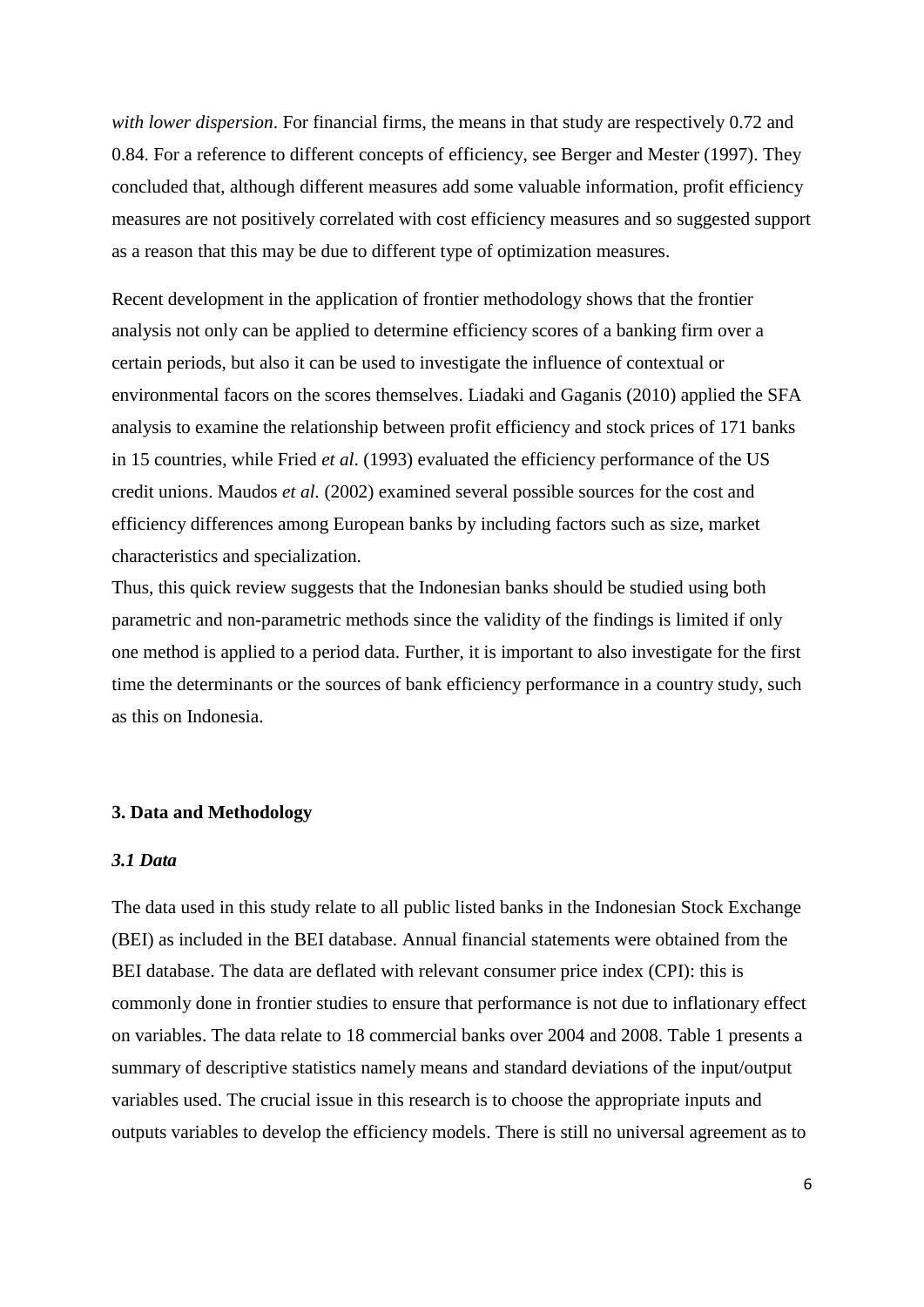*with lower dispersion*. For financial firms, the means in that study are respectively 0.72 and 0.84. For a reference to different concepts of efficiency, see Berger and Mester (1997). They concluded that, although different measures add some valuable information, profit efficiency measures are not positively correlated with cost efficiency measures and so suggested support as a reason that this may be due to different type of optimization measures.

Recent development in the application of frontier methodology shows that the frontier analysis not only can be applied to determine efficiency scores of a banking firm over a certain periods, but also it can be used to investigate the influence of contextual or environmental facors on the scores themselves. Liadaki and Gaganis (2010) applied the SFA analysis to examine the relationship between profit efficiency and stock prices of 171 banks in 15 countries, while Fried *et al*. (1993) evaluated the efficiency performance of the US credit unions. Maudos *et al.* (2002) examined several possible sources for the cost and efficiency differences among European banks by including factors such as size, market characteristics and specialization.

Thus, this quick review suggests that the Indonesian banks should be studied using both parametric and non-parametric methods since the validity of the findings is limited if only one method is applied to a period data. Further, it is important to also investigate for the first time the determinants or the sources of bank efficiency performance in a country study, such as this on Indonesia.

## 3. Data and Methodology

### *3.1 Data*

The data used in this study relate to all public listed banks in the Indonesian Stock Exchange (BEI) as included in the BEI database. Annual financial statements were obtained from the BEI database. The data are deflated with relevant consumer price index (CPI): this is commonly done in frontier studies to ensure that performance is not due to inflationary effect on variables. The data relate to 18 commercial banks over 2004 and 2008. Table 1 presents a summary of descriptive statistics namely means and standard deviations of the input/output variables used. The crucial issue in this research is to choose the appropriate inputs and outputs variables to develop the efficiency models. There is still no universal agreement as to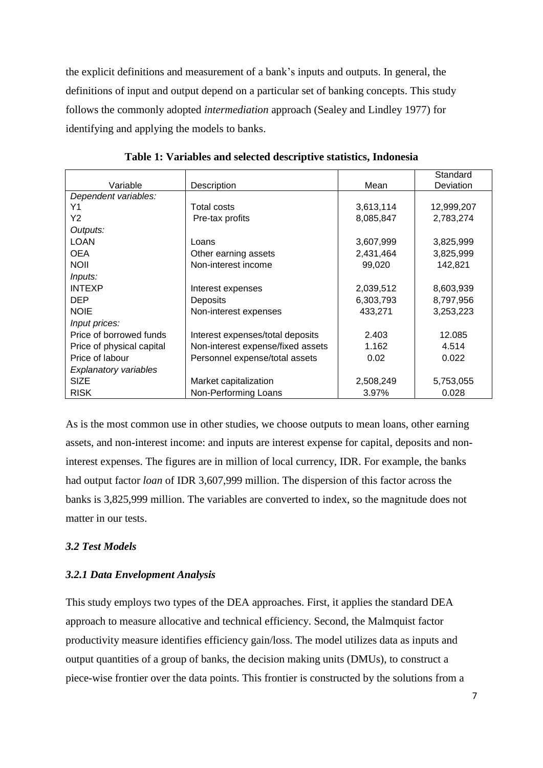the explicit definitions and measurement of a bank's inputs and outputs. In general, the definitions of input and output depend on a particular set of banking concepts. This study follows the commonly adopted *intermediation* approach (Sealey and Lindley 1977) for identifying and applying the models to banks.

**Table 1: Variables and selected descriptive statistics, Indonesia**

| Variable | Description | Mean | Standard Deviation |
|---|---|---|---|
| *Dependent variables:* | | | |
| Y1 | Total costs | 3,613,114 | 12,999,207 |
| Y2 | Pre-tax profits | 8,085,847 | 2,783,274 |
| *Outputs:* | | | |
| LOAN | Loans | 3,607,999 | 3,825,999 |
| OEA | Other earning assets | 2,431,464 | 3,825,999 |
| NOII | Non-interest income | 99,020 | 142,821 |
| *Inputs:* | | | |
| INTEXP | Interest expenses | 2,039,512 | 8,603,939 |
| DEP | Deposits | 6,303,793 | 8,797,956 |
| NOIE | Non-interest expenses | 433,271 | 3,253,223 |
| *Input prices:* | | | |
| Price of borrowed funds | Interest expenses/total deposits | 2.403 | 12.085 |
| Price of physical capital | Non-interest expense/fixed assets | 1.162 | 4.514 |
| Price of labour | Personnel expense/total assets | 0.02 | 0.022 |
| *Explanatory variables* | | | |
| SIZE | Market capitalization | 2,508,249 | 5,753,055 |
| RISK | Non-Performing Loans | 3.97% | 0.028 |

As is the most common use in other studies, we choose outputs to mean loans, other earning assets, and non-interest income: and inputs are interest expense for capital, deposits and non-interest expenses. The figures are in million of local currency, IDR. For example, the banks had output factor *loan* of IDR 3,607,999 million. The dispersion of this factor across the banks is 3,825,999 million. The variables are converted to index, so the magnitude does not matter in our tests.

### *3.2 Test Models*

#### *3.2.1 Data Envelopment Analysis*

This study employs two types of the DEA approaches. First, it applies the standard DEA approach to measure allocative and technical efficiency. Second, the Malmquist factor productivity measure identifies efficiency gain/loss. The model utilizes data as inputs and output quantities of a group of banks, the decision making units (DMUs), to construct a piece-wise frontier over the data points. This frontier is constructed by the solutions from a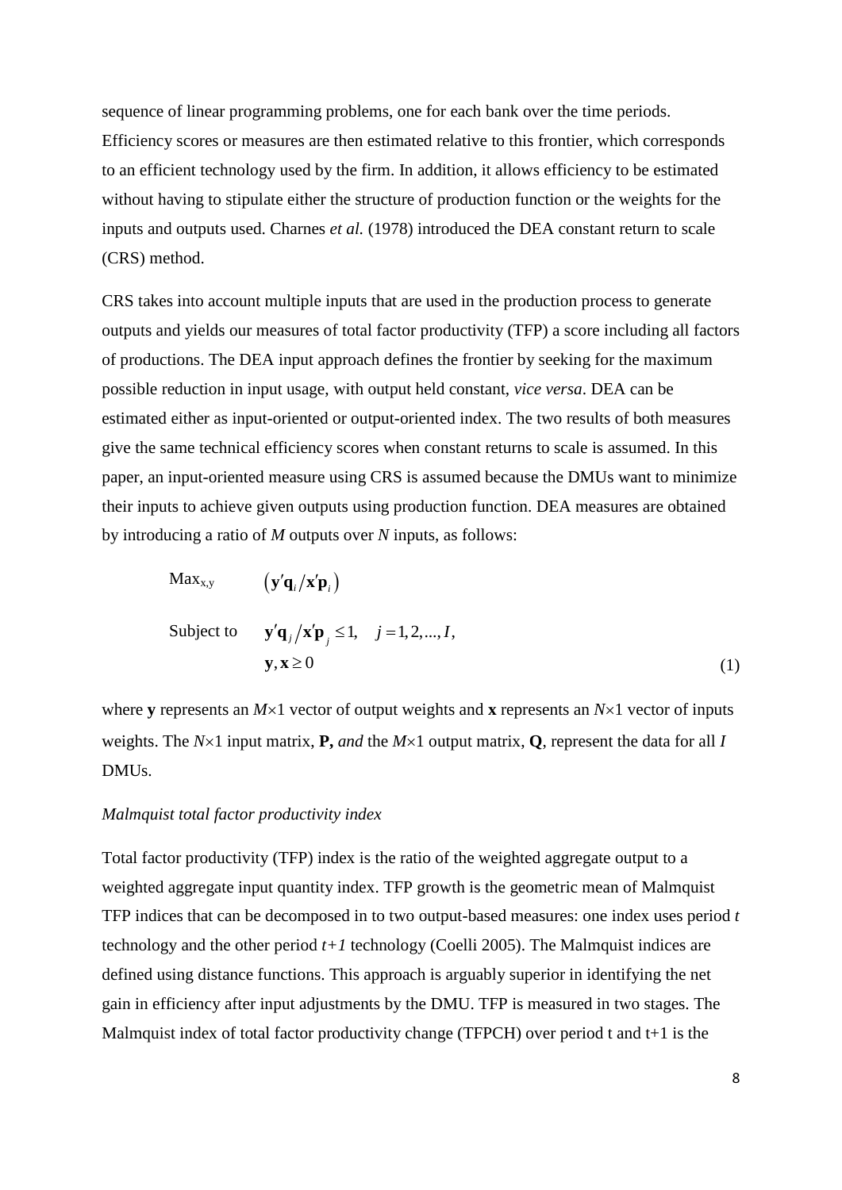sequence of linear programming problems, one for each bank over the time periods. Efficiency scores or measures are then estimated relative to this frontier, which corresponds to an efficient technology used by the firm. In addition, it allows efficiency to be estimated without having to stipulate either the structure of production function or the weights for the inputs and outputs used. Charnes *et al.* (1978) introduced the DEA constant return to scale (CRS) method.

CRS takes into account multiple inputs that are used in the production process to generate outputs and yields our measures of total factor productivity (TFP) a score including all factors of productions. The DEA input approach defines the frontier by seeking for the maximum possible reduction in input usage, with output held constant, *vice versa*. DEA can be estimated either as input-oriented or output-oriented index. The two results of both measures give the same technical efficiency scores when constant returns to scale is assumed. In this paper, an input-oriented measure using CRS is assumed because the DMUs want to minimize their inputs to achieve given outputs using production function. DEA measures are obtained by introducing a ratio of $M$ outputs over $N$ inputs, as follows:

$$
\begin{aligned}
&\text{Max}_{x,y} \quad \left(\mathbf{y}'\mathbf{q}_i / \mathbf{x}'\mathbf{p}_i\right) \\
&\text{Subject to} \quad \mathbf{y}'\mathbf{q}_j / \mathbf{x}'\mathbf{p}_j \leq 1, \quad j = 1, 2, ..., I, \\
&\qquad\qquad\quad \mathbf{y}, \mathbf{x} \geq 0
\end{aligned} \tag{1}
$$

where $\mathbf{y}$ represents an $M\times1$ vector of output weights and $\mathbf{x}$ represents an $N\times1$ vector of inputs weights. The $N\times1$ input matrix, $\mathbf{P}$, *and* the $M\times1$ output matrix, $\mathbf{Q}$, represent the data for all $I$ DMUs.

*Malmquist total factor productivity index*

Total factor productivity (TFP) index is the ratio of the weighted aggregate output to a weighted aggregate input quantity index. TFP growth is the geometric mean of Malmquist TFP indices that can be decomposed in to two output-based measures: one index uses period $t$ technology and the other period $t+1$ technology (Coelli 2005). The Malmquist indices are defined using distance functions. This approach is arguably superior in identifying the net gain in efficiency after input adjustments by the DMU. TFP is measured in two stages. The Malmquist index of total factor productivity change (TFPCH) over period t and t+1 is the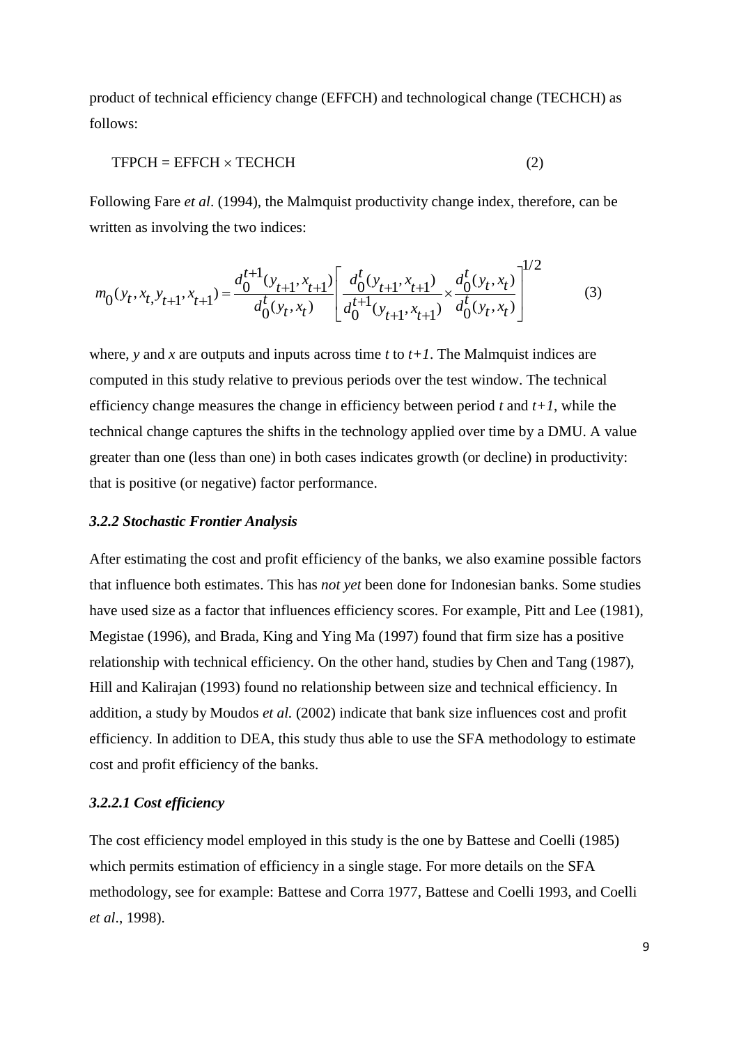product of technical efficiency change (EFFCH) and technological change (TECHCH) as follows:

$$\text{TFPCH} = \text{EFFCH} \times \text{TECHCH} \tag{2}$$

Following Fare *et al*. (1994), the Malmquist productivity change index, therefore, can be written as involving the two indices:

$$m_0(y_t, x_t, y_{t+1}, x_{t+1}) = \frac{d_0^{t+1}(y_{t+1}, x_{t+1})}{d_0^t(y_t, x_t)} \left[ \frac{d_0^t(y_{t+1}, x_{t+1})}{d_0^{t+1}(y_{t+1}, x_{t+1})} \times \frac{d_0^t(y_t, x_t)}{d_0^t(y_t, x_t)} \right]^{1/2} \tag{3}$$

where, *y* and *x* are outputs and inputs across time *t* to *t+1*. The Malmquist indices are computed in this study relative to previous periods over the test window. The technical efficiency change measures the change in efficiency between period *t* and *t+1*, while the technical change captures the shifts in the technology applied over time by a DMU. A value greater than one (less than one) in both cases indicates growth (or decline) in productivity: that is positive (or negative) factor performance.

#### *3.2.2 Stochastic Frontier Analysis*

After estimating the cost and profit efficiency of the banks, we also examine possible factors that influence both estimates. This has *not yet* been done for Indonesian banks. Some studies have used size as a factor that influences efficiency scores. For example, Pitt and Lee (1981), Megistae (1996), and Brada, King and Ying Ma (1997) found that firm size has a positive relationship with technical efficiency. On the other hand, studies by Chen and Tang (1987), Hill and Kalirajan (1993) found no relationship between size and technical efficiency. In addition, a study by Moudos *et al.* (2002) indicate that bank size influences cost and profit efficiency. In addition to DEA, this study thus able to use the SFA methodology to estimate cost and profit efficiency of the banks.

#### *3.2.2.1 Cost efficiency*

The cost efficiency model employed in this study is the one by Battese and Coelli (1985) which permits estimation of efficiency in a single stage. For more details on the SFA methodology, see for example: Battese and Corra 1977, Battese and Coelli 1993, and Coelli *et al*., 1998).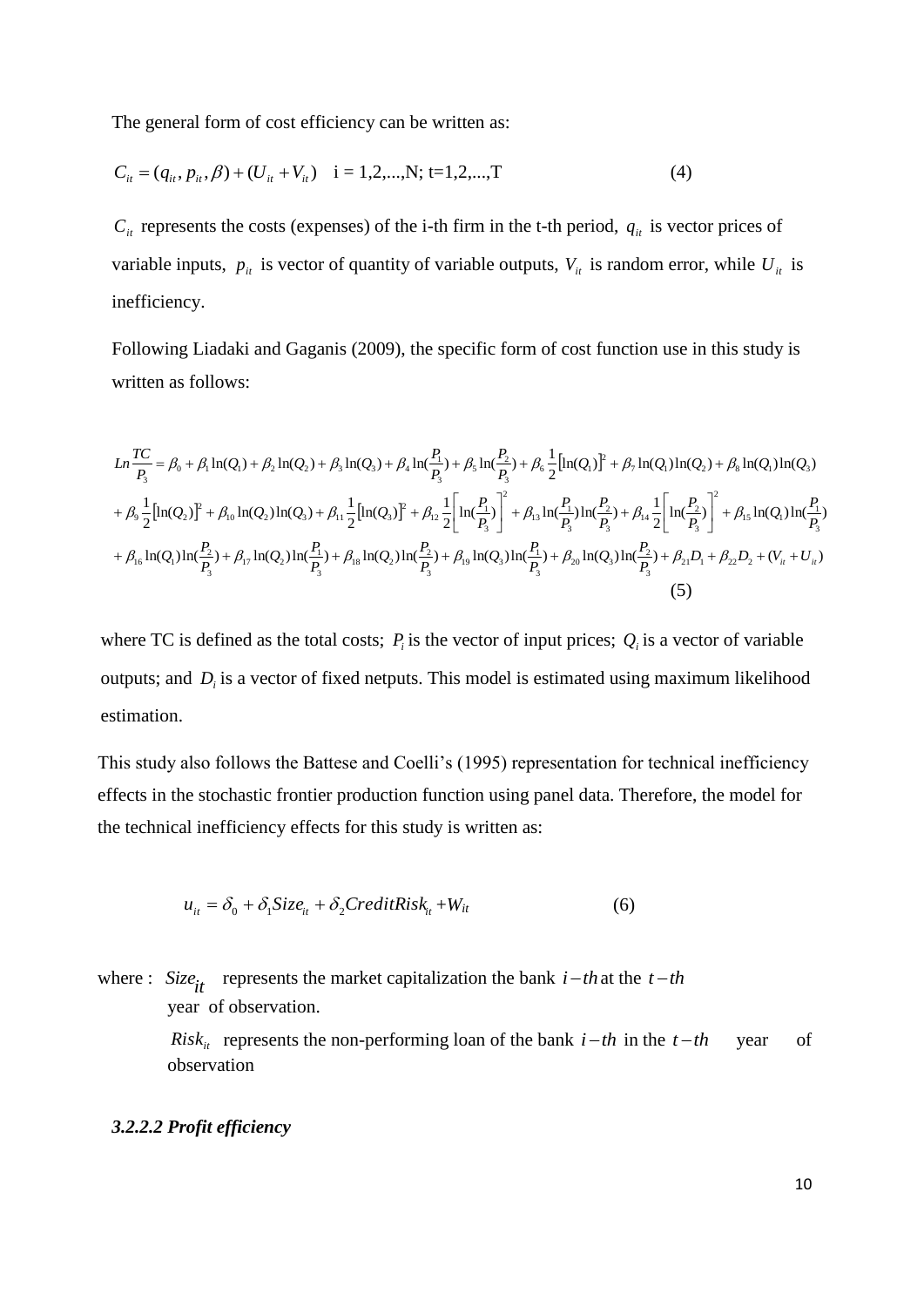The general form of cost efficiency can be written as:

$$C_{it} = (q_{it}, p_{it}, \beta) + (U_{it} + V_{it}) \quad \text{i = 1,2,...,N; t=1,2,...,T} \tag{4}$$

$C_{it}$ represents the costs (expenses) of the i-th firm in the t-th period, $q_{it}$ is vector prices of variable inputs, $p_{it}$ is vector of quantity of variable outputs, $V_{it}$ is random error, while $U_{it}$ is inefficiency.

Following Liadaki and Gaganis (2009), the specific form of cost function use in this study is written as follows:

$$\begin{aligned}
Ln\frac{TC}{P_3} &= \beta_0 + \beta_1 \ln(Q_1) + \beta_2 \ln(Q_2) + \beta_3 \ln(Q_3) + \beta_4 \ln(\frac{P_1}{P_3}) + \beta_5 \ln(\frac{P_2}{P_3}) + \beta_6 \frac{1}{2}[\ln(Q_1)]^2 + \beta_7 \ln(Q_1)\ln(Q_2) + \beta_8 \ln(Q_1)\ln(Q_3) \\
&+ \beta_9 \frac{1}{2}[\ln(Q_2)]^2 + \beta_{10} \ln(Q_2)\ln(Q_3) + \beta_{11} \frac{1}{2}[\ln(Q_3)]^2 + \beta_{12} \frac{1}{2}\left[\ln(\frac{P_1}{P_3})\right]^2 + \beta_{13} \ln(\frac{P_1}{P_3})\ln(\frac{P_2}{P_3}) + \beta_{14} \frac{1}{2}\left[\ln(\frac{P_2}{P_3})\right]^2 + \beta_{15} \ln(Q_1)\ln(\frac{P_1}{P_3}) \\
&+ \beta_{16} \ln(Q_1)\ln(\frac{P_2}{P_3}) + \beta_{17} \ln(Q_2)\ln(\frac{P_1}{P_3}) + \beta_{18} \ln(Q_2)\ln(\frac{P_2}{P_3}) + \beta_{19} \ln(Q_3)\ln(\frac{P_1}{P_3}) + \beta_{20} \ln(Q_3)\ln(\frac{P_2}{P_3}) + \beta_{21} D_1 + \beta_{22} D_2 + (V_{it} + U_{it})
\end{aligned} \tag{5}$$

where TC is defined as the total costs; $P_i$ is the vector of input prices; $Q_i$ is a vector of variable outputs; and $D_i$ is a vector of fixed netputs. This model is estimated using maximum likelihood estimation.

This study also follows the Battese and Coelli's (1995) representation for technical inefficiency effects in the stochastic frontier production function using panel data. Therefore, the model for the technical inefficiency effects for this study is written as:

$$u_{it} = \delta_0 + \delta_1 Size_{it} + \delta_2 CreditRisk_{it} + W_{it} \tag{6}$$

where : $Size_{it}$ represents the market capitalization the bank $i-th$ at the $t-th$ year of observation.

$Risk_{it}$ represents the non-performing loan of the bank $i-th$ in the $t-th$ year of observation

### *3.2.2.2 Profit efficiency*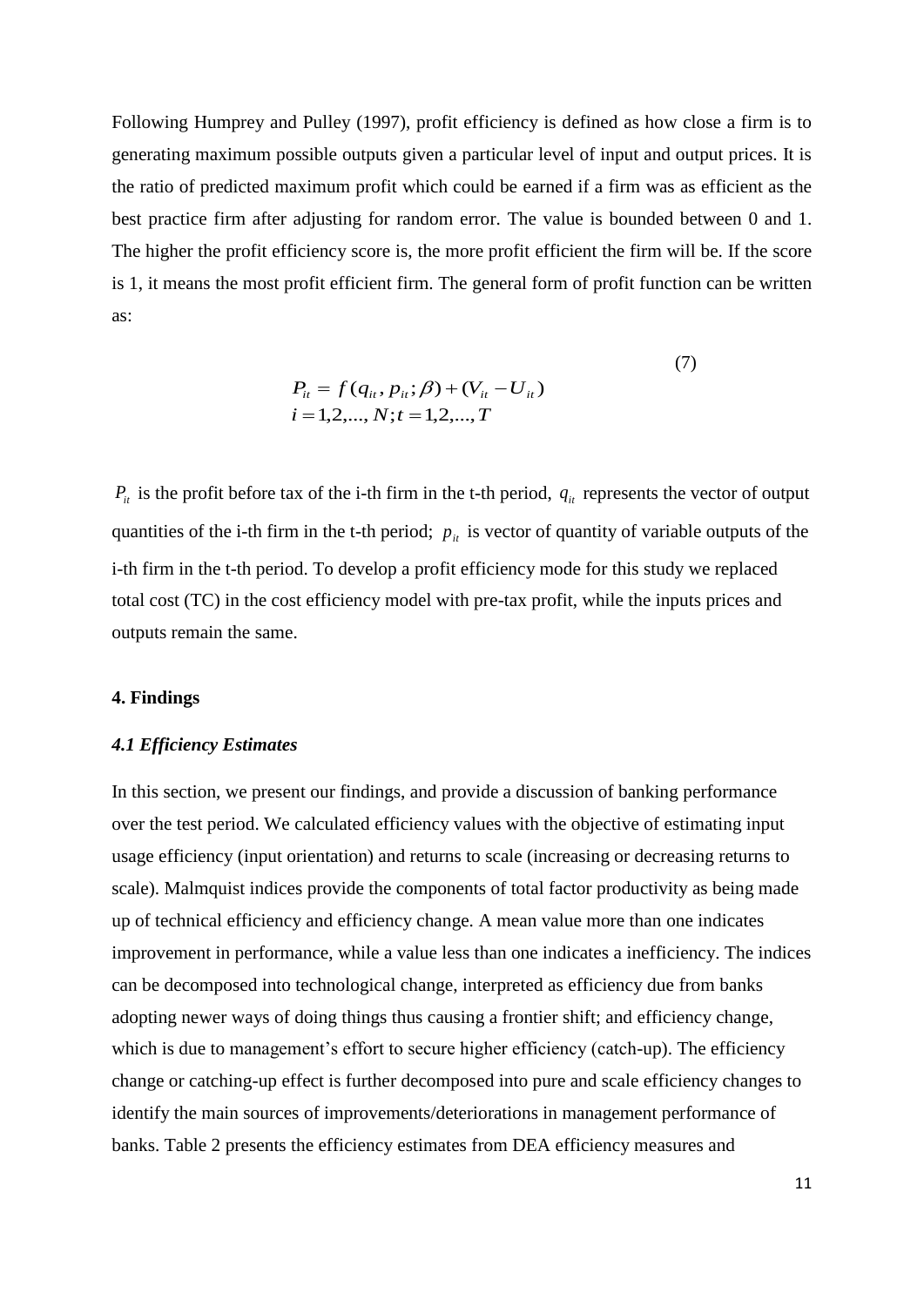Following Humprey and Pulley (1997), profit efficiency is defined as how close a firm is to generating maximum possible outputs given a particular level of input and output prices. It is the ratio of predicted maximum profit which could be earned if a firm was as efficient as the best practice firm after adjusting for random error. The value is bounded between 0 and 1. The higher the profit efficiency score is, the more profit efficient the firm will be. If the score is 1, it means the most profit efficient firm. The general form of profit function can be written as:

$$
\begin{aligned}
P_{it} &= f(q_{it}, p_{it}; \beta) + (V_{it} - U_{it}) \\
i &= 1,2,..., N; t = 1,2,..., T
\end{aligned}
\tag{7}
$$

$P_{it}$ is the profit before tax of the i-th firm in the t-th period, $q_{it}$ represents the vector of output quantities of the i-th firm in the t-th period; $p_{it}$ is vector of quantity of variable outputs of the i-th firm in the t-th period. To develop a profit efficiency mode for this study we replaced total cost (TC) in the cost efficiency model with pre-tax profit, while the inputs prices and outputs remain the same.

## 4. Findings

### *4.1 Efficiency Estimates*

In this section, we present our findings, and provide a discussion of banking performance over the test period. We calculated efficiency values with the objective of estimating input usage efficiency (input orientation) and returns to scale (increasing or decreasing returns to scale). Malmquist indices provide the components of total factor productivity as being made up of technical efficiency and efficiency change. A mean value more than one indicates improvement in performance, while a value less than one indicates a inefficiency. The indices can be decomposed into technological change, interpreted as efficiency due from banks adopting newer ways of doing things thus causing a frontier shift; and efficiency change, which is due to management's effort to secure higher efficiency (catch-up). The efficiency change or catching-up effect is further decomposed into pure and scale efficiency changes to identify the main sources of improvements/deteriorations in management performance of banks. Table 2 presents the efficiency estimates from DEA efficiency measures and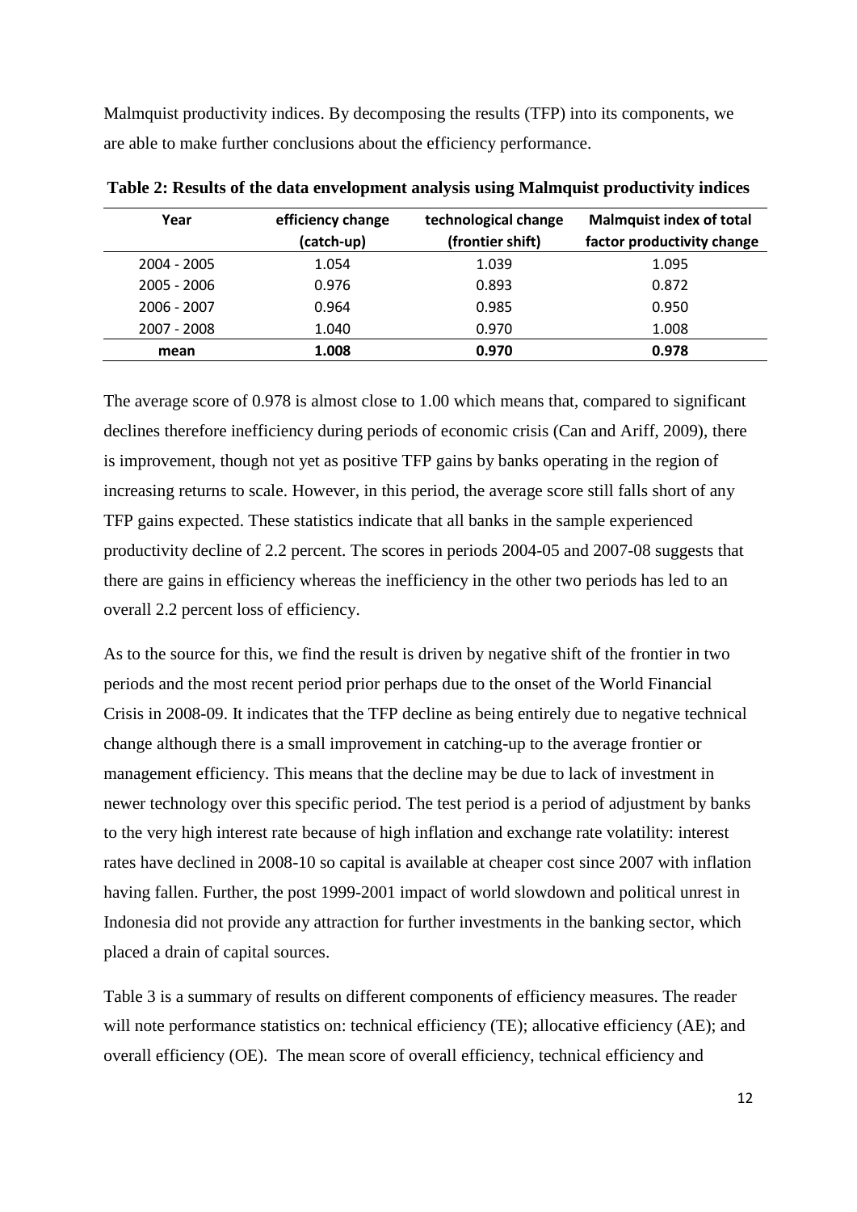Malmquist productivity indices. By decomposing the results (TFP) into its components, we are able to make further conclusions about the efficiency performance.

**Table 2: Results of the data envelopment analysis using Malmquist productivity indices**

| Year | efficiency change (catch-up) | technological change (frontier shift) | Malmquist index of total factor productivity change |
|---|---|---|---|
| 2004 - 2005 | 1.054 | 1.039 | 1.095 |
| 2005 - 2006 | 0.976 | 0.893 | 0.872 |
| 2006 - 2007 | 0.964 | 0.985 | 0.950 |
| 2007 - 2008 | 1.040 | 0.970 | 1.008 |
| **mean** | **1.008** | **0.970** | **0.978** |

The average score of 0.978 is almost close to 1.00 which means that, compared to significant declines therefore inefficiency during periods of economic crisis (Can and Ariff, 2009), there is improvement, though not yet as positive TFP gains by banks operating in the region of increasing returns to scale. However, in this period, the average score still falls short of any TFP gains expected. These statistics indicate that all banks in the sample experienced productivity decline of 2.2 percent. The scores in periods 2004-05 and 2007-08 suggests that there are gains in efficiency whereas the inefficiency in the other two periods has led to an overall 2.2 percent loss of efficiency.

As to the source for this, we find the result is driven by negative shift of the frontier in two periods and the most recent period prior perhaps due to the onset of the World Financial Crisis in 2008-09. It indicates that the TFP decline as being entirely due to negative technical change although there is a small improvement in catching-up to the average frontier or management efficiency. This means that the decline may be due to lack of investment in newer technology over this specific period. The test period is a period of adjustment by banks to the very high interest rate because of high inflation and exchange rate volatility: interest rates have declined in 2008-10 so capital is available at cheaper cost since 2007 with inflation having fallen. Further, the post 1999-2001 impact of world slowdown and political unrest in Indonesia did not provide any attraction for further investments in the banking sector, which placed a drain of capital sources.

Table 3 is a summary of results on different components of efficiency measures. The reader will note performance statistics on: technical efficiency (TE); allocative efficiency (AE); and overall efficiency (OE). The mean score of overall efficiency, technical efficiency and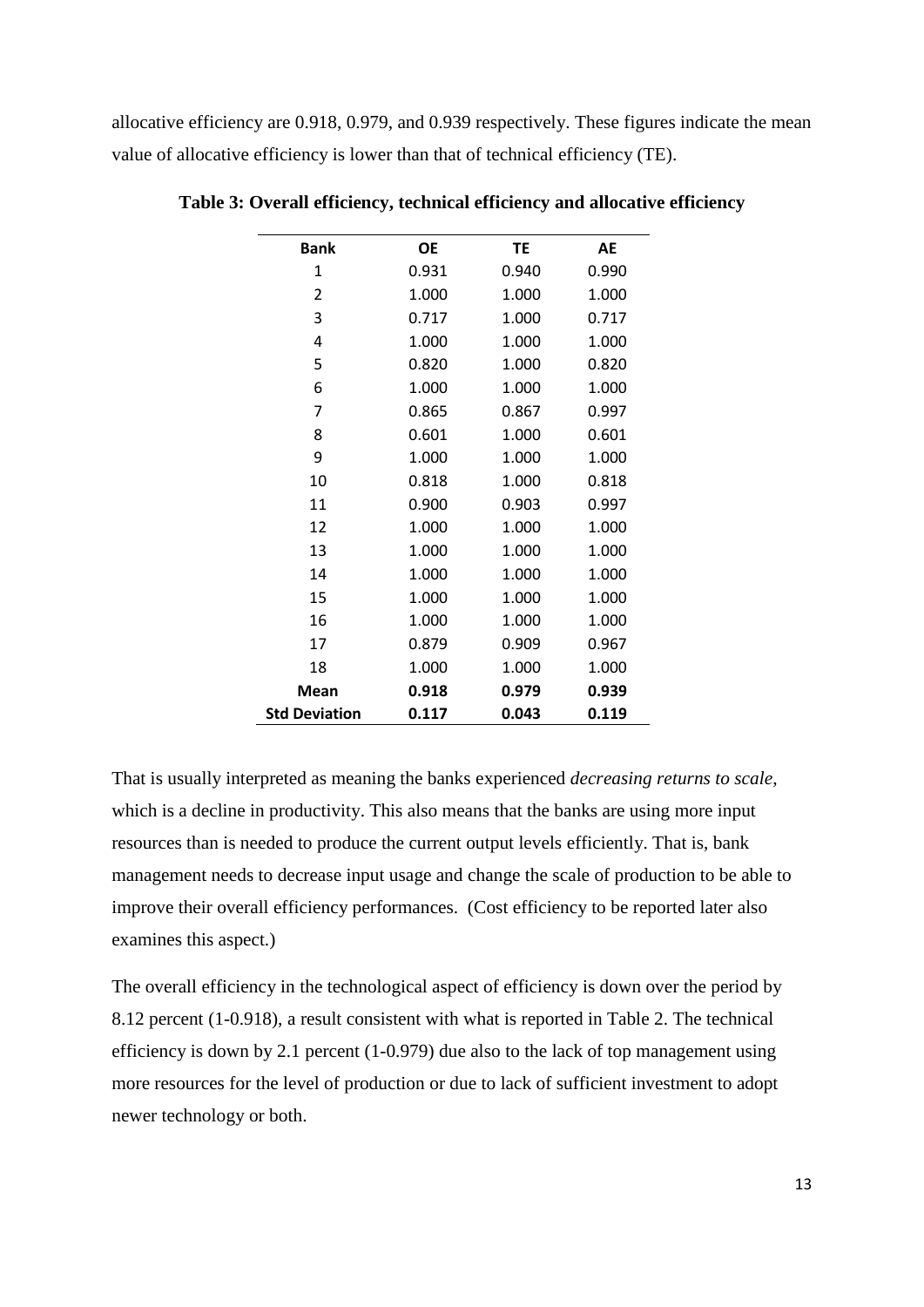allocative efficiency are 0.918, 0.979, and 0.939 respectively. These figures indicate the mean value of allocative efficiency is lower than that of technical efficiency (TE).

**Table 3: Overall efficiency, technical efficiency and allocative efficiency**

| Bank | OE | TE | AE |
|---|---|---|---|
| 1 | 0.931 | 0.940 | 0.990 |
| 2 | 1.000 | 1.000 | 1.000 |
| 3 | 0.717 | 1.000 | 0.717 |
| 4 | 1.000 | 1.000 | 1.000 |
| 5 | 0.820 | 1.000 | 0.820 |
| 6 | 1.000 | 1.000 | 1.000 |
| 7 | 0.865 | 0.867 | 0.997 |
| 8 | 0.601 | 1.000 | 0.601 |
| 9 | 1.000 | 1.000 | 1.000 |
| 10 | 0.818 | 1.000 | 0.818 |
| 11 | 0.900 | 0.903 | 0.997 |
| 12 | 1.000 | 1.000 | 1.000 |
| 13 | 1.000 | 1.000 | 1.000 |
| 14 | 1.000 | 1.000 | 1.000 |
| 15 | 1.000 | 1.000 | 1.000 |
| 16 | 1.000 | 1.000 | 1.000 |
| 17 | 0.879 | 0.909 | 0.967 |
| 18 | 1.000 | 1.000 | 1.000 |
| **Mean** | **0.918** | **0.979** | **0.939** |
| **Std Deviation** | **0.117** | **0.043** | **0.119** |

That is usually interpreted as meaning the banks experienced *decreasing returns to scale*, which is a decline in productivity. This also means that the banks are using more input resources than is needed to produce the current output levels efficiently. That is, bank management needs to decrease input usage and change the scale of production to be able to improve their overall efficiency performances. (Cost efficiency to be reported later also examines this aspect.)

The overall efficiency in the technological aspect of efficiency is down over the period by 8.12 percent (1-0.918), a result consistent with what is reported in Table 2. The technical efficiency is down by 2.1 percent (1-0.979) due also to the lack of top management using more resources for the level of production or due to lack of sufficient investment to adopt newer technology or both.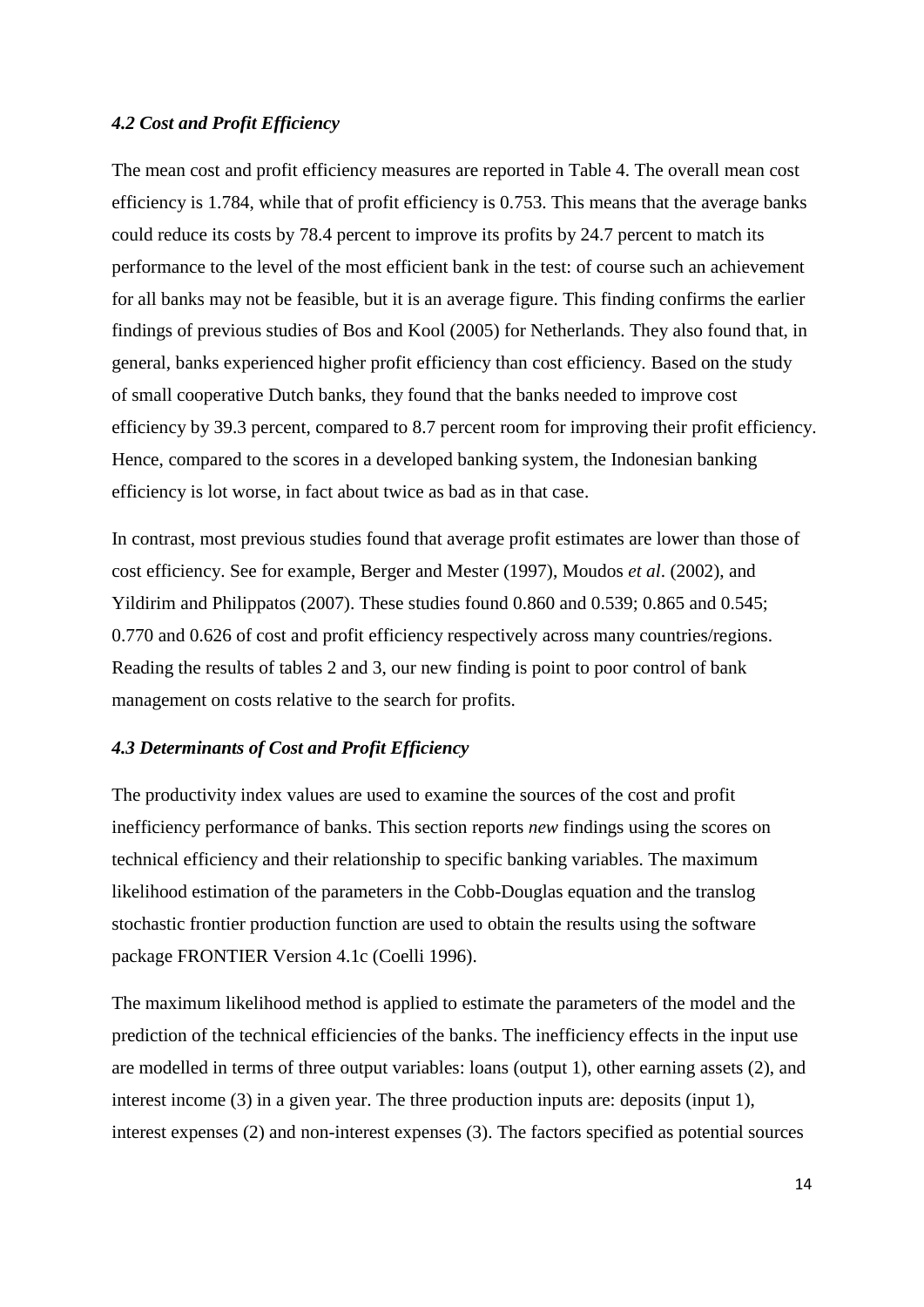### *4.2 Cost and Profit Efficiency*

The mean cost and profit efficiency measures are reported in Table 4. The overall mean cost efficiency is 1.784, while that of profit efficiency is 0.753. This means that the average banks could reduce its costs by 78.4 percent to improve its profits by 24.7 percent to match its performance to the level of the most efficient bank in the test: of course such an achievement for all banks may not be feasible, but it is an average figure. This finding confirms the earlier findings of previous studies of Bos and Kool (2005) for Netherlands. They also found that, in general, banks experienced higher profit efficiency than cost efficiency. Based on the study of small cooperative Dutch banks, they found that the banks needed to improve cost efficiency by 39.3 percent, compared to 8.7 percent room for improving their profit efficiency. Hence, compared to the scores in a developed banking system, the Indonesian banking efficiency is lot worse, in fact about twice as bad as in that case.

In contrast, most previous studies found that average profit estimates are lower than those of cost efficiency. See for example, Berger and Mester (1997), Moudos *et al*. (2002), and Yildirim and Philippatos (2007). These studies found 0.860 and 0.539; 0.865 and 0.545; 0.770 and 0.626 of cost and profit efficiency respectively across many countries/regions. Reading the results of tables 2 and 3, our new finding is point to poor control of bank management on costs relative to the search for profits.

### *4.3 Determinants of Cost and Profit Efficiency*

The productivity index values are used to examine the sources of the cost and profit inefficiency performance of banks. This section reports *new* findings using the scores on technical efficiency and their relationship to specific banking variables. The maximum likelihood estimation of the parameters in the Cobb-Douglas equation and the translog stochastic frontier production function are used to obtain the results using the software package FRONTIER Version 4.1c (Coelli 1996).

The maximum likelihood method is applied to estimate the parameters of the model and the prediction of the technical efficiencies of the banks. The inefficiency effects in the input use are modelled in terms of three output variables: loans (output 1), other earning assets (2), and interest income (3) in a given year. The three production inputs are: deposits (input 1), interest expenses (2) and non-interest expenses (3). The factors specified as potential sources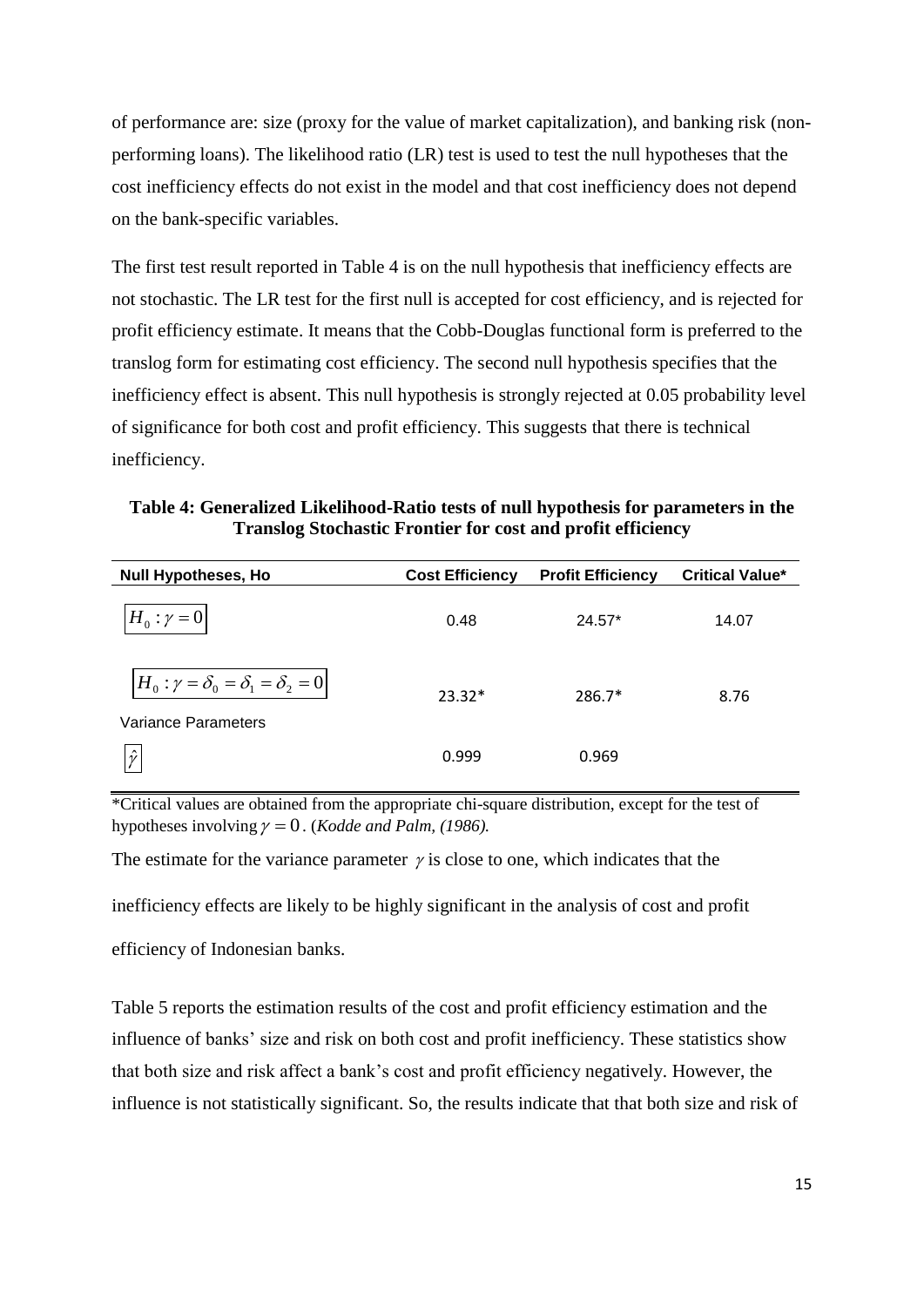of performance are: size (proxy for the value of market capitalization), and banking risk (non-performing loans). The likelihood ratio (LR) test is used to test the null hypotheses that the cost inefficiency effects do not exist in the model and that cost inefficiency does not depend on the bank-specific variables.

The first test result reported in Table 4 is on the null hypothesis that inefficiency effects are not stochastic. The LR test for the first null is accepted for cost efficiency, and is rejected for profit efficiency estimate. It means that the Cobb-Douglas functional form is preferred to the translog form for estimating cost efficiency. The second null hypothesis specifies that the inefficiency effect is absent. This null hypothesis is strongly rejected at 0.05 probability level of significance for both cost and profit efficiency. This suggests that there is technical inefficiency.

**Table 4: Generalized Likelihood-Ratio tests of null hypothesis for parameters in the Translog Stochastic Frontier for cost and profit efficiency**

| Null Hypotheses, Ho | Cost Efficiency | Profit Efficiency | Critical Value* |
|---|---|---|---|
| $H_0 : \gamma = 0$ | 0.48 | 24.57* | 14.07 |
| $H_0 : \gamma = \delta_0 = \delta_1 = \delta_2 = 0$ | 23.32* | 286.7* | 8.76 |
| Variance Parameters | | | |
| $\hat{\gamma}$ | 0.999 | 0.969 | |

*Critical values are obtained from the appropriate chi-square distribution, except for the test of hypotheses involving $\gamma = 0$. (*Kodde and Palm, (1986).*

The estimate for the variance parameter $\gamma$ is close to one, which indicates that the inefficiency effects are likely to be highly significant in the analysis of cost and profit efficiency of Indonesian banks.

Table 5 reports the estimation results of the cost and profit efficiency estimation and the influence of banks' size and risk on both cost and profit inefficiency. These statistics show that both size and risk affect a bank's cost and profit efficiency negatively. However, the influence is not statistically significant. So, the results indicate that that both size and risk of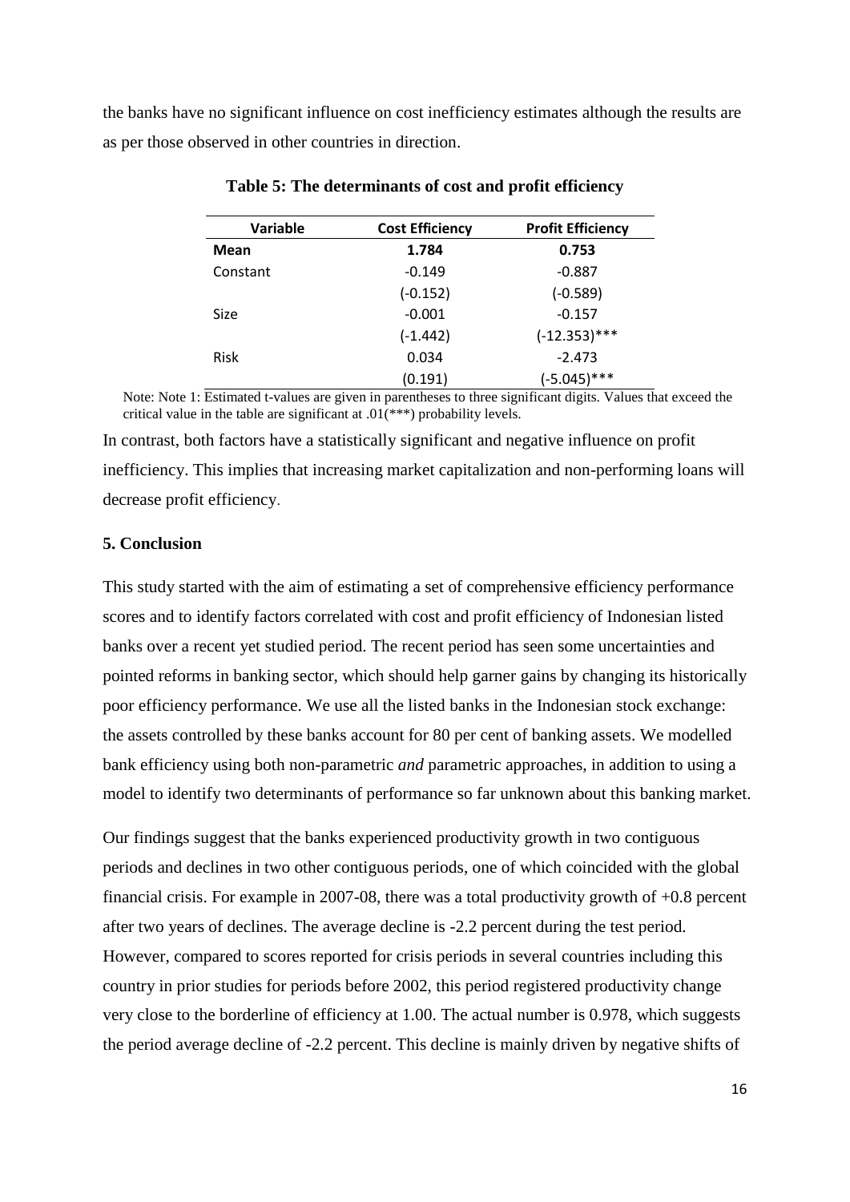the banks have no significant influence on cost inefficiency estimates although the results are as per those observed in other countries in direction.

**Table 5: The determinants of cost and profit efficiency**

| Variable | Cost Efficiency | Profit Efficiency |
|---|---|---|
| **Mean** | **1.784** | **0.753** |
| Constant | -0.149 | -0.887 |
| | (-0.152) | (-0.589) |
| Size | -0.001 | -0.157 |
| | (-1.442) | (-12.353)*** |
| Risk | 0.034 | -2.473 |
| | (0.191) | (-5.045)*** |

Note: Note 1: Estimated t-values are given in parentheses to three significant digits. Values that exceed the critical value in the table are significant at .01(***) probability levels.

In contrast, both factors have a statistically significant and negative influence on profit inefficiency. This implies that increasing market capitalization and non-performing loans will decrease profit efficiency.

## 5. Conclusion

This study started with the aim of estimating a set of comprehensive efficiency performance scores and to identify factors correlated with cost and profit efficiency of Indonesian listed banks over a recent yet studied period. The recent period has seen some uncertainties and pointed reforms in banking sector, which should help garner gains by changing its historically poor efficiency performance. We use all the listed banks in the Indonesian stock exchange: the assets controlled by these banks account for 80 per cent of banking assets. We modelled bank efficiency using both non-parametric *and* parametric approaches, in addition to using a model to identify two determinants of performance so far unknown about this banking market.

Our findings suggest that the banks experienced productivity growth in two contiguous periods and declines in two other contiguous periods, one of which coincided with the global financial crisis. For example in 2007-08, there was a total productivity growth of +0.8 percent after two years of declines. The average decline is -2.2 percent during the test period. However, compared to scores reported for crisis periods in several countries including this country in prior studies for periods before 2002, this period registered productivity change very close to the borderline of efficiency at 1.00. The actual number is 0.978, which suggests the period average decline of -2.2 percent. This decline is mainly driven by negative shifts of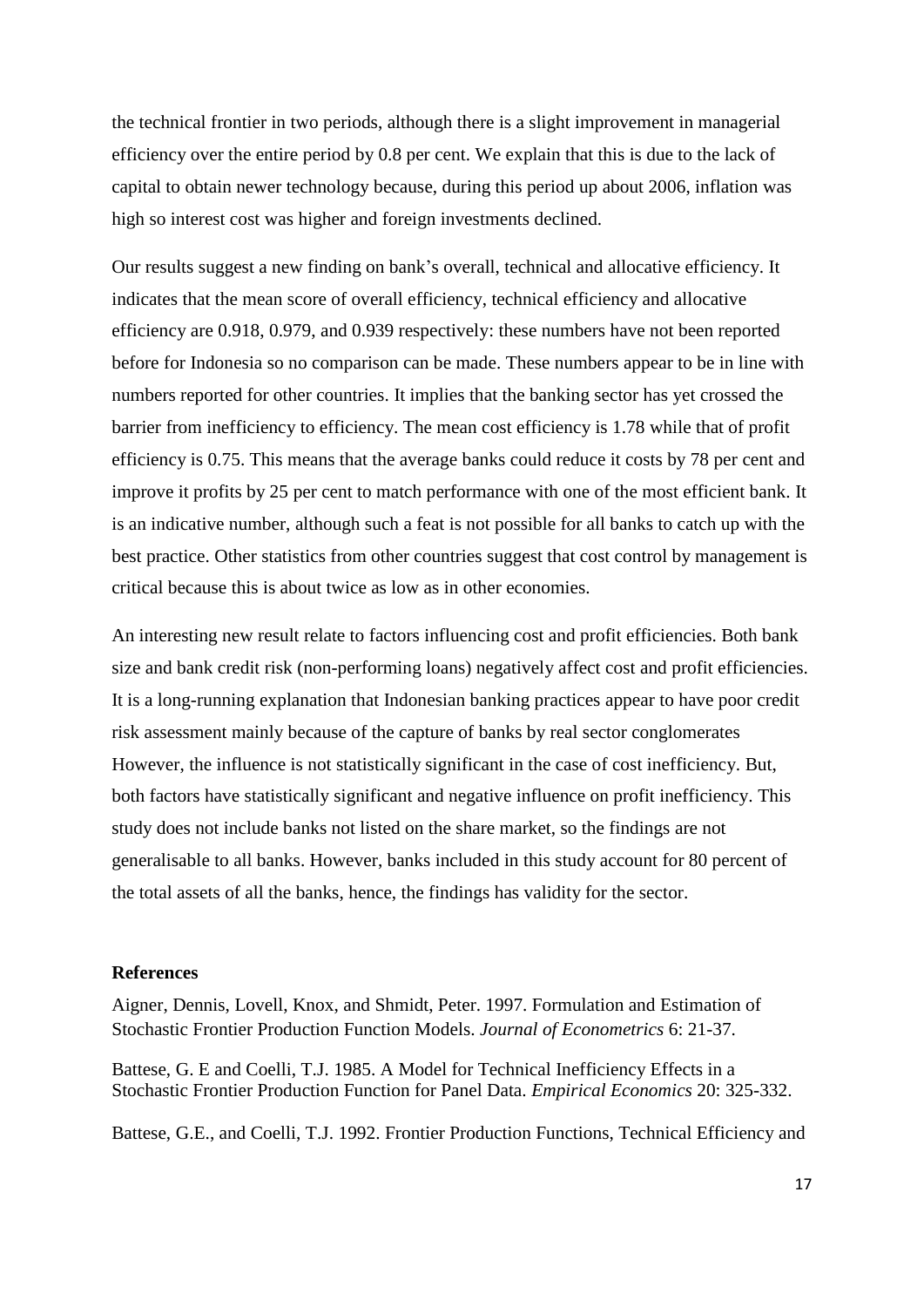the technical frontier in two periods, although there is a slight improvement in managerial efficiency over the entire period by 0.8 per cent. We explain that this is due to the lack of capital to obtain newer technology because, during this period up about 2006, inflation was high so interest cost was higher and foreign investments declined.

Our results suggest a new finding on bank's overall, technical and allocative efficiency. It indicates that the mean score of overall efficiency, technical efficiency and allocative efficiency are 0.918, 0.979, and 0.939 respectively: these numbers have not been reported before for Indonesia so no comparison can be made. These numbers appear to be in line with numbers reported for other countries. It implies that the banking sector has yet crossed the barrier from inefficiency to efficiency. The mean cost efficiency is 1.78 while that of profit efficiency is 0.75. This means that the average banks could reduce it costs by 78 per cent and improve it profits by 25 per cent to match performance with one of the most efficient bank. It is an indicative number, although such a feat is not possible for all banks to catch up with the best practice. Other statistics from other countries suggest that cost control by management is critical because this is about twice as low as in other economies.

An interesting new result relate to factors influencing cost and profit efficiencies. Both bank size and bank credit risk (non-performing loans) negatively affect cost and profit efficiencies. It is a long-running explanation that Indonesian banking practices appear to have poor credit risk assessment mainly because of the capture of banks by real sector conglomerates However, the influence is not statistically significant in the case of cost inefficiency. But, both factors have statistically significant and negative influence on profit inefficiency. This study does not include banks not listed on the share market, so the findings are not generalisable to all banks. However, banks included in this study account for 80 percent of the total assets of all the banks, hence, the findings has validity for the sector.

## References

Aigner, Dennis, Lovell, Knox, and Shmidt, Peter. 1997. Formulation and Estimation of Stochastic Frontier Production Function Models. *Journal of Econometrics* 6: 21-37.

Battese, G. E and Coelli, T.J. 1985. A Model for Technical Inefficiency Effects in a Stochastic Frontier Production Function for Panel Data. *Empirical Economics* 20: 325-332.

Battese, G.E., and Coelli, T.J. 1992. Frontier Production Functions, Technical Efficiency and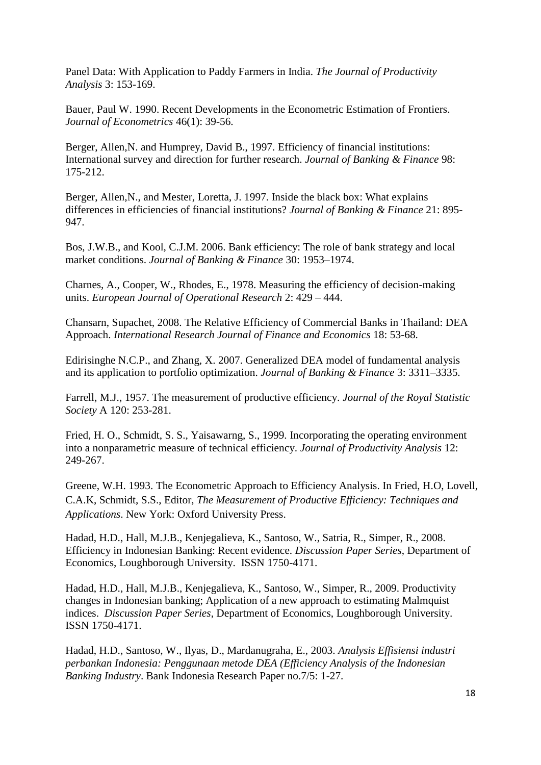Panel Data: With Application to Paddy Farmers in India. *The Journal of Productivity Analysis* 3: 153-169.

Bauer, Paul W. 1990. Recent Developments in the Econometric Estimation of Frontiers. *Journal of Econometrics* 46(1): 39-56.

Berger, Allen,N. and Humprey, David B., 1997. Efficiency of financial institutions: International survey and direction for further research. *Journal of Banking & Finance* 98: 175-212.

Berger, Allen,N., and Mester, Loretta, J. 1997. Inside the black box: What explains differences in efficiencies of financial institutions? *Journal of Banking & Finance* 21: 895-947.

Bos, J.W.B., and Kool, C.J.M. 2006. Bank efficiency: The role of bank strategy and local market conditions. *Journal of Banking & Finance* 30: 1953–1974.

Charnes, A., Cooper, W., Rhodes, E., 1978. Measuring the efficiency of decision-making units. *European Journal of Operational Research* 2: 429 – 444.

Chansarn, Supachet, 2008. The Relative Efficiency of Commercial Banks in Thailand: DEA Approach. *International Research Journal of Finance and Economics* 18: 53-68.

Edirisinghe N.C.P., and Zhang, X. 2007. Generalized DEA model of fundamental analysis and its application to portfolio optimization. *Journal of Banking & Finance* 3: 3311–3335.

Farrell, M.J., 1957. The measurement of productive efficiency. *Journal of the Royal Statistic Society* A 120: 253-281.

Fried, H. O., Schmidt, S. S., Yaisawarng, S., 1999. Incorporating the operating environment into a nonparametric measure of technical efficiency. *Journal of Productivity Analysis* 12: 249-267.

Greene, W.H. 1993. The Econometric Approach to Efficiency Analysis. In Fried, H.O, Lovell, C.A.K, Schmidt, S.S., Editor, *The Measurement of Productive Efficiency: Techniques and Applications*. New York: Oxford University Press.

Hadad, H.D., Hall, M.J.B., Kenjegalieva, K., Santoso, W., Satria, R., Simper, R., 2008. Efficiency in Indonesian Banking: Recent evidence. *Discussion Paper Series*, Department of Economics, Loughborough University. ISSN 1750-4171.

Hadad, H.D., Hall, M.J.B., Kenjegalieva, K., Santoso, W., Simper, R., 2009. Productivity changes in Indonesian banking; Application of a new approach to estimating Malmquist indices. *Discussion Paper Series*, Department of Economics, Loughborough University. ISSN 1750-4171.

Hadad, H.D., Santoso, W., Ilyas, D., Mardanugraha, E., 2003. *Analysis Effisiensi industri perbankan Indonesia: Penggunaan metode DEA (Efficiency Analysis of the Indonesian Banking Industry*. Bank Indonesia Research Paper no.7/5: 1-27.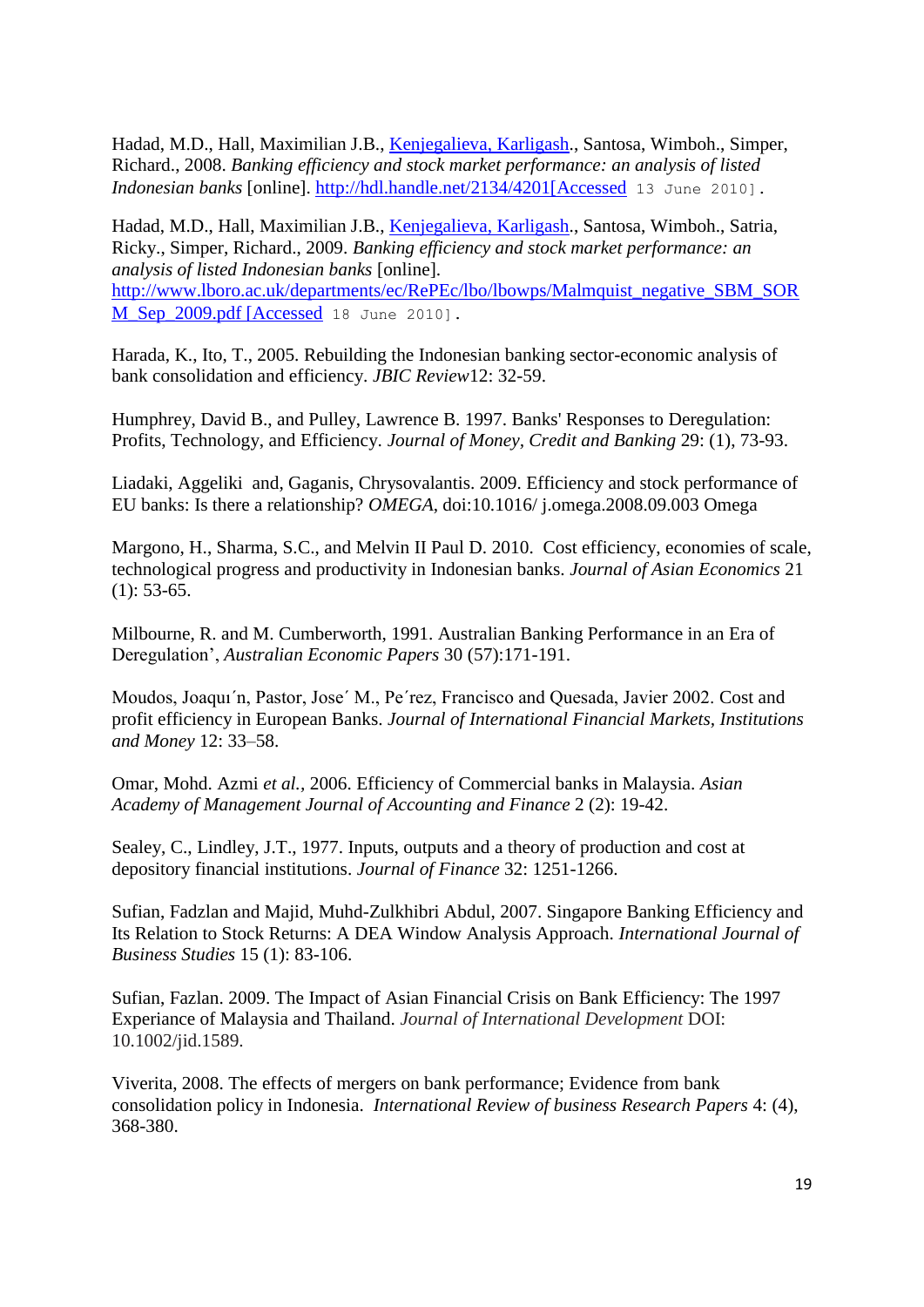Hadad, M.D., Hall, Maximilian J.B., Kenjegalieva, Karligash., Santosa, Wimboh., Simper, Richard., 2008. *Banking efficiency and stock market performance: an analysis of listed Indonesian banks* [online]. http://hdl.handle.net/2134/4201[Accessed 13 June 2010].

Hadad, M.D., Hall, Maximilian J.B., Kenjegalieva, Karligash., Santosa, Wimboh., Satria, Ricky., Simper, Richard., 2009. *Banking efficiency and stock market performance: an analysis of listed Indonesian banks* [online]. http://www.lboro.ac.uk/departments/ec/RePEc/lbo/lbowps/Malmquist_negative_SBM_SORM_Sep_2009.pdf [Accessed 18 June 2010].

Harada, K., Ito, T., 2005. Rebuilding the Indonesian banking sector-economic analysis of bank consolidation and efficiency. *JBIC Review*12: 32-59.

Humphrey, David B., and Pulley, Lawrence B. 1997. Banks' Responses to Deregulation: Profits, Technology, and Efficiency. *Journal of Money, Credit and Banking* 29: (1), 73-93.

Liadaki, Aggeliki and, Gaganis, Chrysovalantis. 2009. Efficiency and stock performance of EU banks: Is there a relationship? *OMEGA*, doi:10.1016/ j.omega.2008.09.003 Omega

Margono, H., Sharma, S.C., and Melvin II Paul D. 2010. Cost efficiency, economies of scale, technological progress and productivity in Indonesian banks. *Journal of Asian Economics* 21 (1): 53-65.

Milbourne, R. and M. Cumberworth, 1991. Australian Banking Performance in an Era of Deregulation', *Australian Economic Papers* 30 (57):171-191.

Moudos, Joaquı´n, Pastor, Jose´ M., Pe´rez, Francisco and Quesada, Javier 2002. Cost and profit efficiency in European Banks. *Journal of International Financial Markets, Institutions and Money* 12: 33–58.

Omar, Mohd. Azmi *et al.*, 2006. Efficiency of Commercial banks in Malaysia. *Asian Academy of Management Journal of Accounting and Finance* 2 (2): 19-42.

Sealey, C., Lindley, J.T., 1977. Inputs, outputs and a theory of production and cost at depository financial institutions. *Journal of Finance* 32: 1251-1266.

Sufian, Fadzlan and Majid, Muhd-Zulkhibri Abdul, 2007. Singapore Banking Efficiency and Its Relation to Stock Returns: A DEA Window Analysis Approach. *International Journal of Business Studies* 15 (1): 83-106.

Sufian, Fazlan. 2009. The Impact of Asian Financial Crisis on Bank Efficiency: The 1997 Experiance of Malaysia and Thailand. *Journal of International Development* DOI: 10.1002/jid.1589.

Viverita, 2008. The effects of mergers on bank performance; Evidence from bank consolidation policy in Indonesia. *International Review of business Research Papers* 4: (4), 368-380.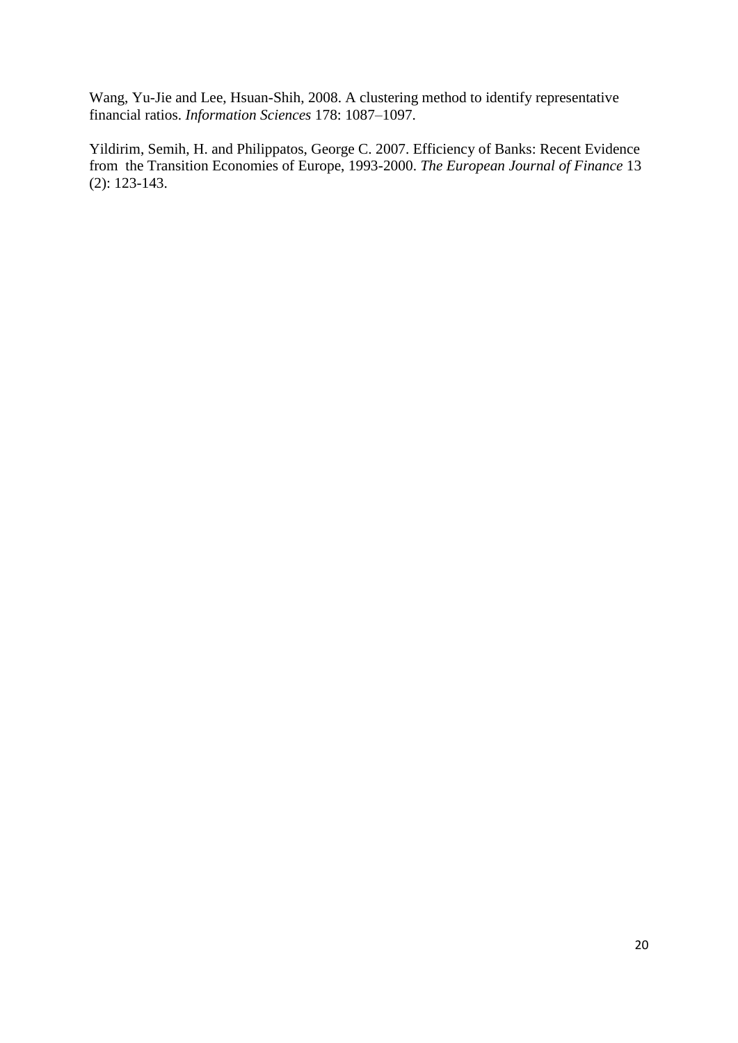Wang, Yu-Jie and Lee, Hsuan-Shih, 2008. A clustering method to identify representative financial ratios. *Information Sciences* 178: 1087–1097.

Yildirim, Semih, H. and Philippatos, George C. 2007. Efficiency of Banks: Recent Evidence from the Transition Economies of Europe, 1993-2000. *The European Journal of Finance* 13 (2): 123-143.